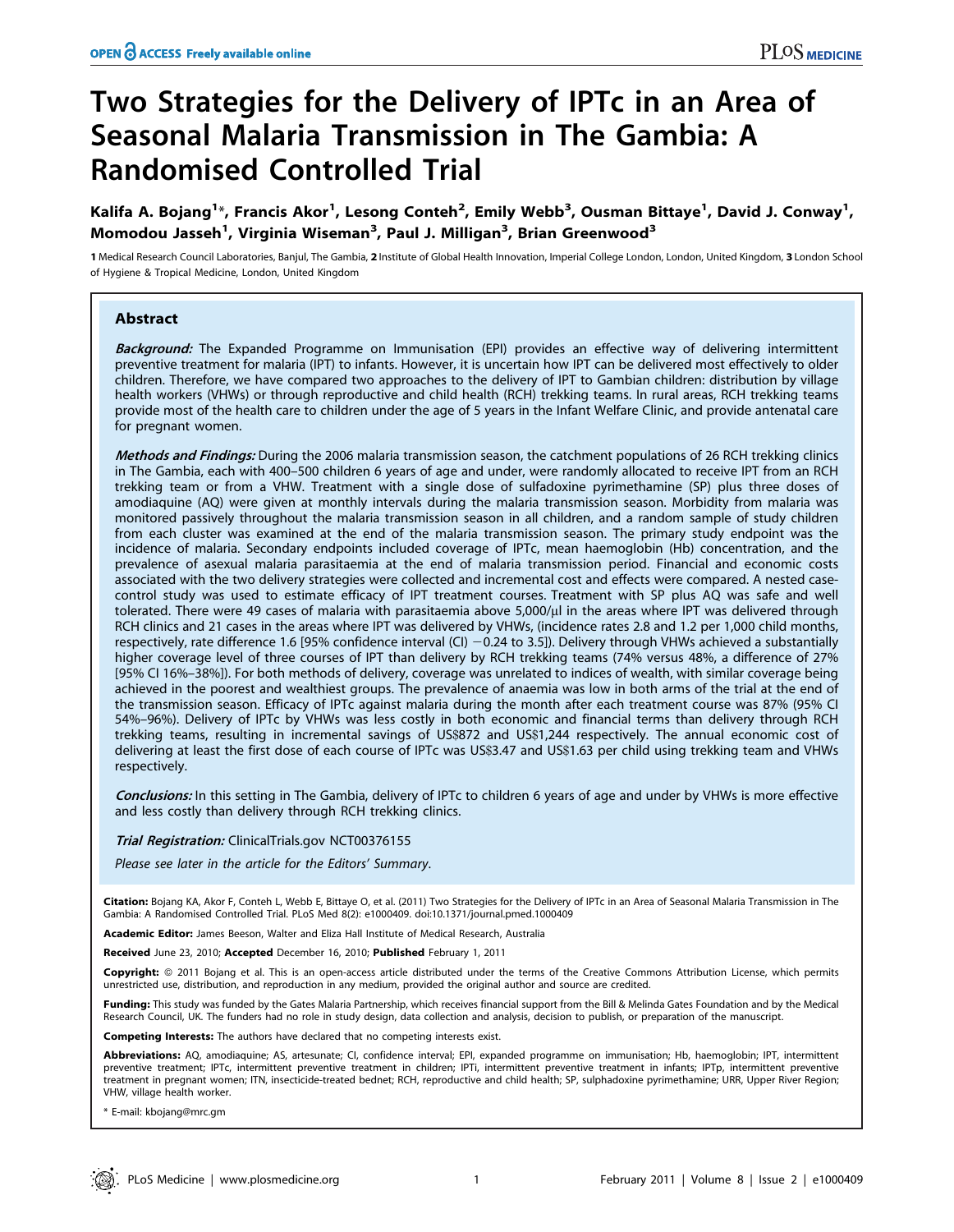# Two Strategies for the Delivery of IPTc in an Area of Seasonal Malaria Transmission in The Gambia: A Randomised Controlled Trial

**Kalifa A. Bojang[1]\*, Francis Akor[1], Lesong Conteh[2], Emily Webb[3], Ousman Bittaye[1], David J. Conway[1], Momodou Jasseh[1], Virginia Wiseman[3], Paul J. Milligan[3], Brian Greenwood[3]**

1 Medical Research Council Laboratories, Banjul, The Gambia, 2 Institute of Global Health Innovation, Imperial College London, London, United Kingdom, 3 London School of Hygiene & Tropical Medicine, London, United Kingdom

## Abstract

***Background:*** The Expanded Programme on Immunisation (EPI) provides an effective way of delivering intermittent preventive treatment for malaria (IPT) to infants. However, it is uncertain how IPT can be delivered most effectively to older children. Therefore, we have compared two approaches to the delivery of IPT to Gambian children: distribution by village health workers (VHWs) or through reproductive and child health (RCH) trekking teams. In rural areas, RCH trekking teams provide most of the health care to children under the age of 5 years in the Infant Welfare Clinic, and provide antenatal care for pregnant women.

***Methods and Findings:*** During the 2006 malaria transmission season, the catchment populations of 26 RCH trekking clinics in The Gambia, each with 400–500 children 6 years of age and under, were randomly allocated to receive IPT from an RCH trekking team or from a VHW. Treatment with a single dose of sulfadoxine pyrimethamine (SP) plus three doses of amodiaquine (AQ) were given at monthly intervals during the malaria transmission season. Morbidity from malaria was monitored passively throughout the malaria transmission season in all children, and a random sample of study children from each cluster was examined at the end of the malaria transmission season. The primary study endpoint was the incidence of malaria. Secondary endpoints included coverage of IPTc, mean haemoglobin (Hb) concentration, and the prevalence of asexual malaria parasitaemia at the end of malaria transmission period. Financial and economic costs associated with the two delivery strategies were collected and incremental cost and effects were compared. A nested case-control study was used to estimate efficacy of IPT treatment courses. Treatment with SP plus AQ was safe and well tolerated. There were 49 cases of malaria with parasitaemia above 5,000/µl in the areas where IPT was delivered through RCH clinics and 21 cases in the areas where IPT was delivered by VHWs, (incidence rates 2.8 and 1.2 per 1,000 child months, respectively, rate difference 1.6 [95% confidence interval (CI) −0.24 to 3.5]). Delivery through VHWs achieved a substantially higher coverage level of three courses of IPT than delivery by RCH trekking teams (74% versus 48%, a difference of 27% [95% CI 16%–38%]). For both methods of delivery, coverage was unrelated to indices of wealth, with similar coverage being achieved in the poorest and wealthiest groups. The prevalence of anaemia was low in both arms of the trial at the end of the transmission season. Efficacy of IPTc against malaria during the month after each treatment course was 87% (95% CI 54%–96%). Delivery of IPTc by VHWs was less costly in both economic and financial terms than delivery through RCH trekking teams, resulting in incremental savings of US$872 and US$1,244 respectively. The annual economic cost of delivering at least the first dose of each course of IPTc was US$3.47 and US$1.63 per child using trekking team and VHWs respectively.

***Conclusions:*** In this setting in The Gambia, delivery of IPTc to children 6 years of age and under by VHWs is more effective and less costly than delivery through RCH trekking clinics.

***Trial Registration:*** ClinicalTrials.gov NCT00376155

*Please see later in the article for the Editors' Summary.*

**Citation:** Bojang KA, Akor F, Conteh L, Webb E, Bittaye O, et al. (2011) Two Strategies for the Delivery of IPTc in an Area of Seasonal Malaria Transmission in The Gambia: A Randomised Controlled Trial. PLoS Med 8(2): e1000409. doi:10.1371/journal.pmed.1000409

**Academic Editor:** James Beeson, Walter and Eliza Hall Institute of Medical Research, Australia

**Received** June 23, 2010; **Accepted** December 16, 2010; **Published** February 1, 2011

**Copyright:** © 2011 Bojang et al. This is an open-access article distributed under the terms of the Creative Commons Attribution License, which permits unrestricted use, distribution, and reproduction in any medium, provided the original author and source are credited.

**Funding:** This study was funded by the Gates Malaria Partnership, which receives financial support from the Bill & Melinda Gates Foundation and by the Medical Research Council, UK. The funders had no role in study design, data collection and analysis, decision to publish, or preparation of the manuscript.

**Competing Interests:** The authors have declared that no competing interests exist.

**Abbreviations:** AQ, amodiaquine; AS, artesunate; CI, confidence interval; EPI, expanded programme on immunisation; Hb, haemoglobin; IPT, intermittent preventive treatment; IPTc, intermittent preventive treatment in children; IPTi, intermittent preventive treatment in infants; IPTp, intermittent preventive treatment in pregnant women; ITN, insecticide-treated bednet; RCH, reproductive and child health; SP, sulphadoxine pyrimethamine; URR, Upper River Region; VHW, village health worker.

\* E-mail: kbojang@mrc.gm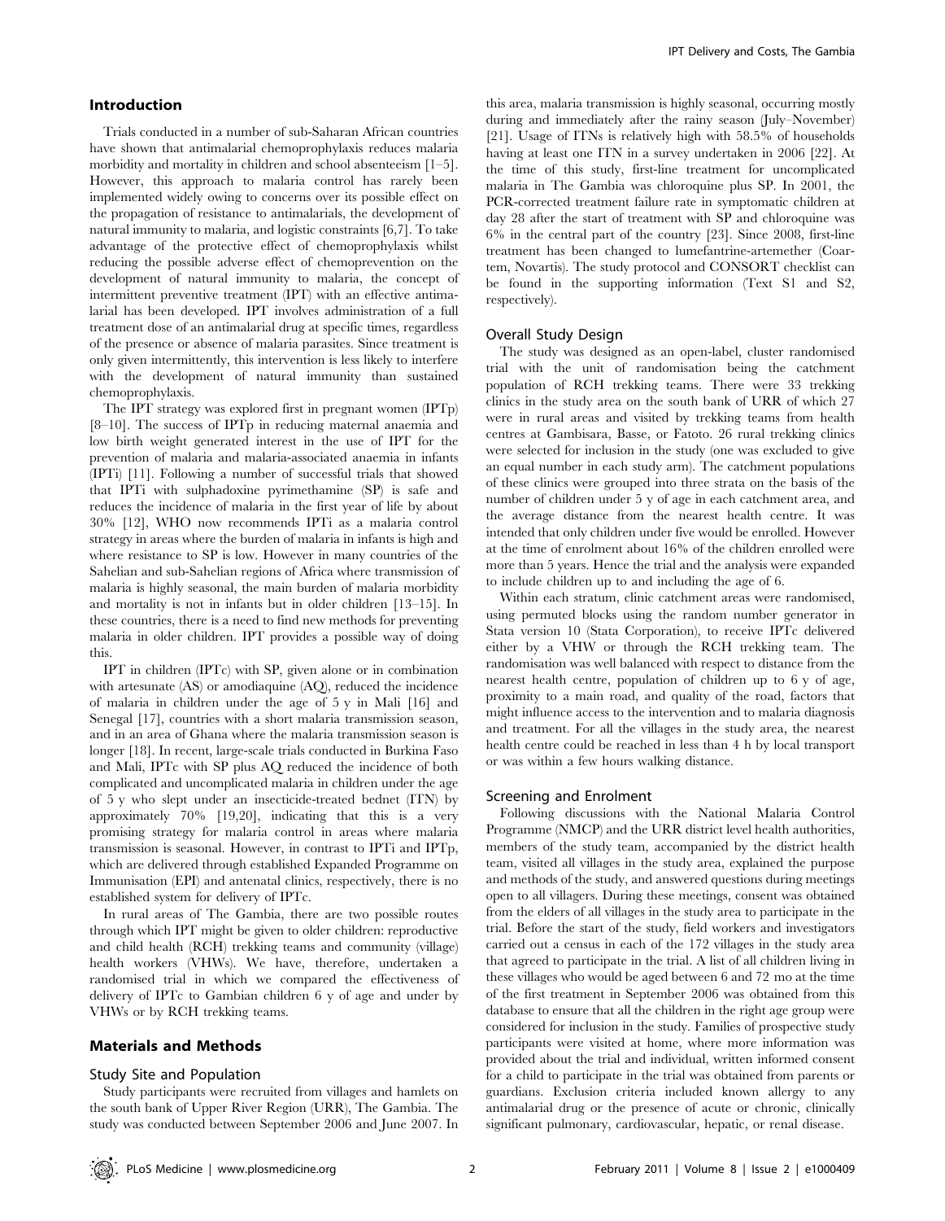## Introduction

Trials conducted in a number of sub-Saharan African countries have shown that antimalarial chemoprophylaxis reduces malaria morbidity and mortality in children and school absenteeism [1–5]. However, this approach to malaria control has rarely been implemented widely owing to concerns over its possible effect on the propagation of resistance to antimalarials, the development of natural immunity to malaria, and logistic constraints [6,7]. To take advantage of the protective effect of chemoprophylaxis whilst reducing the possible adverse effect of chemoprevention on the development of natural immunity to malaria, the concept of intermittent preventive treatment (IPT) with an effective antimalarial has been developed. IPT involves administration of a full treatment dose of an antimalarial drug at specific times, regardless of the presence or absence of malaria parasites. Since treatment is only given intermittently, this intervention is less likely to interfere with the development of natural immunity than sustained chemoprophylaxis.

The IPT strategy was explored first in pregnant women (IPTp) [8–10]. The success of IPTp in reducing maternal anaemia and low birth weight generated interest in the use of IPT for the prevention of malaria and malaria-associated anaemia in infants (IPTi) [11]. Following a number of successful trials that showed that IPTi with sulphadoxine pyrimethamine (SP) is safe and reduces the incidence of malaria in the first year of life by about 30% [12], WHO now recommends IPTi as a malaria control strategy in areas where the burden of malaria in infants is high and where resistance to SP is low. However in many countries of the Sahelian and sub-Sahelian regions of Africa where transmission of malaria is highly seasonal, the main burden of malaria morbidity and mortality is not in infants but in older children [13–15]. In these countries, there is a need to find new methods for preventing malaria in older children. IPT provides a possible way of doing this.

IPT in children (IPTc) with SP, given alone or in combination with artesunate (AS) or amodiaquine (AQ), reduced the incidence of malaria in children under the age of 5 y in Mali [16] and Senegal [17], countries with a short malaria transmission season, and in an area of Ghana where the malaria transmission season is longer [18]. In recent, large-scale trials conducted in Burkina Faso and Mali, IPTc with SP plus AQ reduced the incidence of both complicated and uncomplicated malaria in children under the age of 5 y who slept under an insecticide-treated bednet (ITN) by approximately 70% [19,20], indicating that this is a very promising strategy for malaria control in areas where malaria transmission is seasonal. However, in contrast to IPTi and IPTp, which are delivered through established Expanded Programme on Immunisation (EPI) and antenatal clinics, respectively, there is no established system for delivery of IPTc.

In rural areas of The Gambia, there are two possible routes through which IPT might be given to older children: reproductive and child health (RCH) trekking teams and community (village) health workers (VHWs). We have, therefore, undertaken a randomised trial in which we compared the effectiveness of delivery of IPTc to Gambian children 6 y of age and under by VHWs or by RCH trekking teams.

## Materials and Methods

### Study Site and Population

Study participants were recruited from villages and hamlets on the south bank of Upper River Region (URR), The Gambia. The study was conducted between September 2006 and June 2007. In this area, malaria transmission is highly seasonal, occurring mostly during and immediately after the rainy season (July–November) [21]. Usage of ITNs is relatively high with 58.5% of households having at least one ITN in a survey undertaken in 2006 [22]. At the time of this study, first-line treatment for uncomplicated malaria in The Gambia was chloroquine plus SP. In 2001, the PCR-corrected treatment failure rate in symptomatic children at day 28 after the start of treatment with SP and chloroquine was 6% in the central part of the country [23]. Since 2008, first-line treatment has been changed to lumefantrine-artemether (Coartem, Novartis). The study protocol and CONSORT checklist can be found in the supporting information (Text S1 and S2, respectively).

### Overall Study Design

The study was designed as an open-label, cluster randomised trial with the unit of randomisation being the catchment population of RCH trekking teams. There were 33 trekking clinics in the study area on the south bank of URR of which 27 were in rural areas and visited by trekking teams from health centres at Gambisara, Basse, or Fatoto. 26 rural trekking clinics were selected for inclusion in the study (one was excluded to give an equal number in each study arm). The catchment populations of these clinics were grouped into three strata on the basis of the number of children under 5 y of age in each catchment area, and the average distance from the nearest health centre. It was intended that only children under five would be enrolled. However at the time of enrolment about 16% of the children enrolled were more than 5 years. Hence the trial and the analysis were expanded to include children up to and including the age of 6.

Within each stratum, clinic catchment areas were randomised, using permuted blocks using the random number generator in Stata version 10 (Stata Corporation), to receive IPTc delivered either by a VHW or through the RCH trekking team. The randomisation was well balanced with respect to distance from the nearest health centre, population of children up to 6 y of age, proximity to a main road, and quality of the road, factors that might influence access to the intervention and to malaria diagnosis and treatment. For all the villages in the study area, the nearest health centre could be reached in less than 4 h by local transport or was within a few hours walking distance.

### Screening and Enrolment

Following discussions with the National Malaria Control Programme (NMCP) and the URR district level health authorities, members of the study team, accompanied by the district health team, visited all villages in the study area, explained the purpose and methods of the study, and answered questions during meetings open to all villagers. During these meetings, consent was obtained from the elders of all villages in the study area to participate in the trial. Before the start of the study, field workers and investigators carried out a census in each of the 172 villages in the study area that agreed to participate in the trial. A list of all children living in these villages who would be aged between 6 and 72 mo at the time of the first treatment in September 2006 was obtained from this database to ensure that all the children in the right age group were considered for inclusion in the study. Families of prospective study participants were visited at home, where more information was provided about the trial and individual, written informed consent for a child to participate in the trial was obtained from parents or guardians. Exclusion criteria included known allergy to any antimalarial drug or the presence of acute or chronic, clinically significant pulmonary, cardiovascular, hepatic, or renal disease.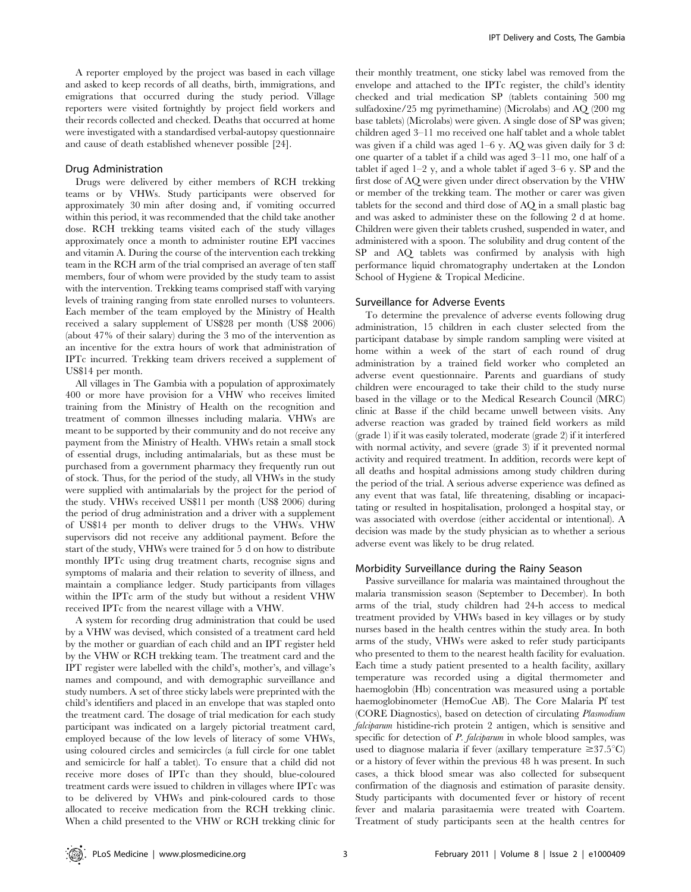A reporter employed by the project was based in each village and asked to keep records of all deaths, birth, immigrations, and emigrations that occurred during the study period. Village reporters were visited fortnightly by project field workers and their records collected and checked. Deaths that occurred at home were investigated with a standardised verbal-autopsy questionnaire and cause of death established whenever possible [24].

## Drug Administration

Drugs were delivered by either members of RCH trekking teams or by VHWs. Study participants were observed for approximately 30 min after dosing and, if vomiting occurred within this period, it was recommended that the child take another dose. RCH trekking teams visited each of the study villages approximately once a month to administer routine EPI vaccines and vitamin A. During the course of the intervention each trekking team in the RCH arm of the trial comprised an average of ten staff members, four of whom were provided by the study team to assist with the intervention. Trekking teams comprised staff with varying levels of training ranging from state enrolled nurses to volunteers. Each member of the team employed by the Ministry of Health received a salary supplement of US$28 per month (US$ 2006) (about 47% of their salary) during the 3 mo of the intervention as an incentive for the extra hours of work that administration of IPTc incurred. Trekking team drivers received a supplement of US$14 per month.

All villages in The Gambia with a population of approximately 400 or more have provision for a VHW who receives limited training from the Ministry of Health on the recognition and treatment of common illnesses including malaria. VHWs are meant to be supported by their community and do not receive any payment from the Ministry of Health. VHWs retain a small stock of essential drugs, including antimalarials, but as these must be purchased from a government pharmacy they frequently run out of stock. Thus, for the period of the study, all VHWs in the study were supplied with antimalarials by the project for the period of the study. VHWs received US$11 per month (US$ 2006) during the period of drug administration and a driver with a supplement of US$14 per month to deliver drugs to the VHWs. VHW supervisors did not receive any additional payment. Before the start of the study, VHWs were trained for 5 d on how to distribute monthly IPTc using drug treatment charts, recognise signs and symptoms of malaria and their relation to severity of illness, and maintain a compliance ledger. Study participants from villages within the IPTc arm of the study but without a resident VHW received IPTc from the nearest village with a VHW.

A system for recording drug administration that could be used by a VHW was devised, which consisted of a treatment card held by the mother or guardian of each child and an IPT register held by the VHW or RCH trekking team. The treatment card and the IPT register were labelled with the child's, mother's, and village's names and compound, and with demographic surveillance and study numbers. A set of three sticky labels were preprinted with the child's identifiers and placed in an envelope that was stapled onto the treatment card. The dosage of trial medication for each study participant was indicated on a largely pictorial treatment card, employed because of the low levels of literacy of some VHWs, using coloured circles and semicircles (a full circle for one tablet and semicircle for half a tablet). To ensure that a child did not receive more doses of IPTc than they should, blue-coloured treatment cards were issued to children in villages where IPTc was to be delivered by VHWs and pink-coloured cards to those allocated to receive medication from the RCH trekking clinic. When a child presented to the VHW or RCH trekking clinic for their monthly treatment, one sticky label was removed from the envelope and attached to the IPTc register, the child's identity checked and trial medication SP (tablets containing 500 mg sulfadoxine/25 mg pyrimethamine) (Microlabs) and AQ (200 mg base tablets) (Microlabs) were given. A single dose of SP was given; children aged 3–11 mo received one half tablet and a whole tablet was given if a child was aged 1–6 y. AQ was given daily for 3 d: one quarter of a tablet if a child was aged 3–11 mo, one half of a tablet if aged 1–2 y, and a whole tablet if aged 3–6 y. SP and the first dose of AQ were given under direct observation by the VHW or member of the trekking team. The mother or carer was given tablets for the second and third dose of AQ in a small plastic bag and was asked to administer these on the following 2 d at home. Children were given their tablets crushed, suspended in water, and administered with a spoon. The solubility and drug content of the SP and AQ tablets was confirmed by analysis with high performance liquid chromatography undertaken at the London School of Hygiene & Tropical Medicine.

## Surveillance for Adverse Events

To determine the prevalence of adverse events following drug administration, 15 children in each cluster selected from the participant database by simple random sampling were visited at home within a week of the start of each round of drug administration by a trained field worker who completed an adverse event questionnaire. Parents and guardians of study children were encouraged to take their child to the study nurse based in the village or to the Medical Research Council (MRC) clinic at Basse if the child became unwell between visits. Any adverse reaction was graded by trained field workers as mild (grade 1) if it was easily tolerated, moderate (grade 2) if it interfered with normal activity, and severe (grade 3) if it prevented normal activity and required treatment. In addition, records were kept of all deaths and hospital admissions among study children during the period of the trial. A serious adverse experience was defined as any event that was fatal, life threatening, disabling or incapacitating or resulted in hospitalisation, prolonged a hospital stay, or was associated with overdose (either accidental or intentional). A decision was made by the study physician as to whether a serious adverse event was likely to be drug related.

## Morbidity Surveillance during the Rainy Season

Passive surveillance for malaria was maintained throughout the malaria transmission season (September to December). In both arms of the trial, study children had 24-h access to medical treatment provided by VHWs based in key villages or by study nurses based in the health centres within the study area. In both arms of the study, VHWs were asked to refer study participants who presented to them to the nearest health facility for evaluation. Each time a study patient presented to a health facility, axillary temperature was recorded using a digital thermometer and haemoglobin (Hb) concentration was measured using a portable haemoglobinometer (HemoCue AB). The Core Malaria Pf test (CORE Diagnostics), based on detection of circulating *Plasmodium falciparum* histidine-rich protein 2 antigen, which is sensitive and specific for detection of *P. falciparum* in whole blood samples, was used to diagnose malaria if fever (axillary temperature ≥37.5°C) or a history of fever within the previous 48 h was present. In such cases, a thick blood smear was also collected for subsequent confirmation of the diagnosis and estimation of parasite density. Study participants with documented fever or history of recent fever and malaria parasitaemia were treated with Coartem. Treatment of study participants seen at the health centres for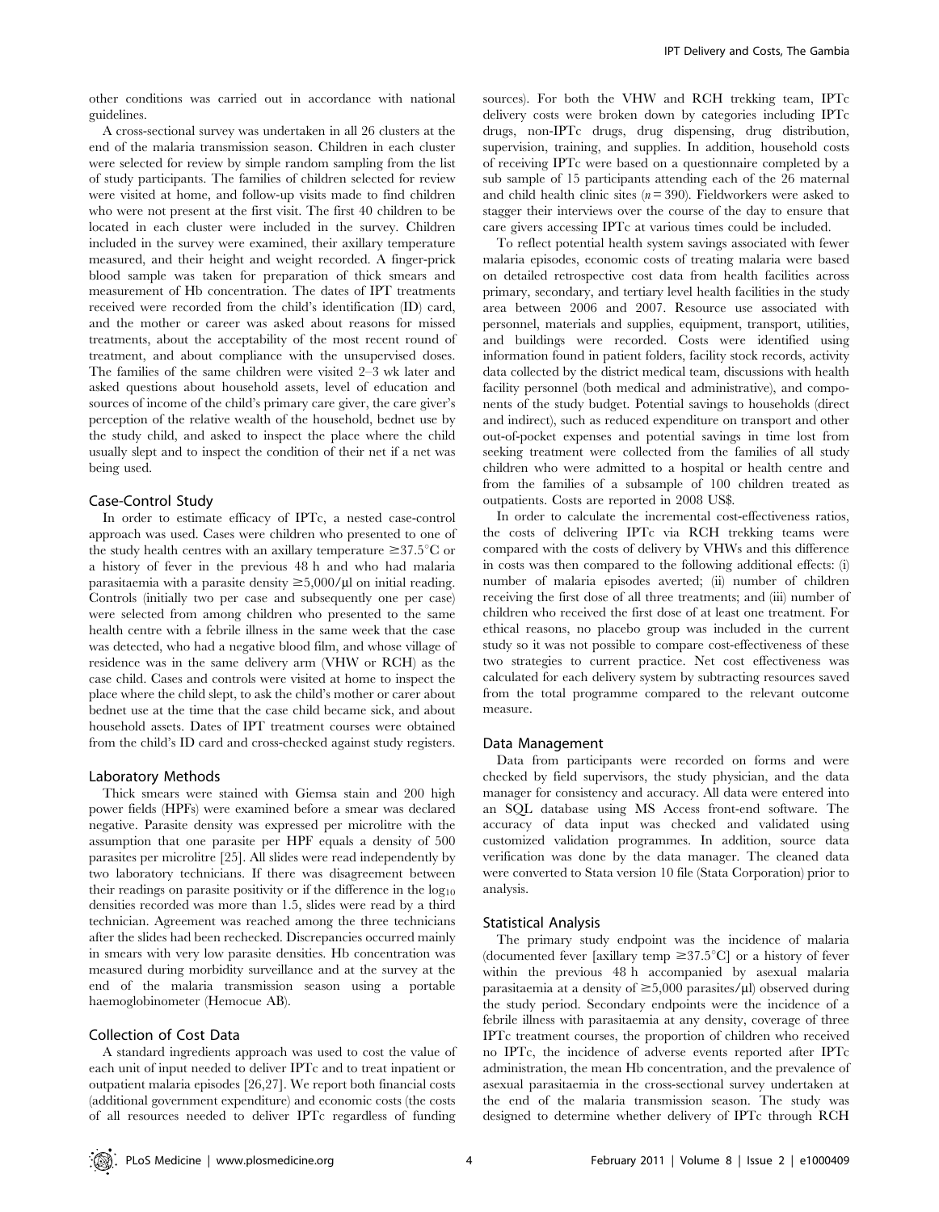other conditions was carried out in accordance with national guidelines.

A cross-sectional survey was undertaken in all 26 clusters at the end of the malaria transmission season. Children in each cluster were selected for review by simple random sampling from the list of study participants. The families of children selected for review were visited at home, and follow-up visits made to find children who were not present at the first visit. The first 40 children to be located in each cluster were included in the survey. Children included in the survey were examined, their axillary temperature measured, and their height and weight recorded. A finger-prick blood sample was taken for preparation of thick smears and measurement of Hb concentration. The dates of IPT treatments received were recorded from the child's identification (ID) card, and the mother or career was asked about reasons for missed treatments, about the acceptability of the most recent round of treatment, and about compliance with the unsupervised doses. The families of the same children were visited 2–3 wk later and asked questions about household assets, level of education and sources of income of the child's primary care giver, the care giver's perception of the relative wealth of the household, bednet use by the study child, and asked to inspect the place where the child usually slept and to inspect the condition of their net if a net was being used.

### Case-Control Study

In order to estimate efficacy of IPTc, a nested case-control approach was used. Cases were children who presented to one of the study health centres with an axillary temperature $\geq 37.5^{\circ}$C or a history of fever in the previous 48 h and who had malaria parasitaemia with a parasite density $\geq 5{,}000/\mu$l on initial reading. Controls (initially two per case and subsequently one per case) were selected from among children who presented to the same health centre with a febrile illness in the same week that the case was detected, who had a negative blood film, and whose village of residence was in the same delivery arm (VHW or RCH) as the case child. Cases and controls were visited at home to inspect the place where the child slept, to ask the child's mother or carer about bednet use at the time that the case child became sick, and about household assets. Dates of IPT treatment courses were obtained from the child's ID card and cross-checked against study registers.

### Laboratory Methods

Thick smears were stained with Giemsa stain and 200 high power fields (HPFs) were examined before a smear was declared negative. Parasite density was expressed per microlitre with the assumption that one parasite per HPF equals a density of 500 parasites per microlitre [25]. All slides were read independently by two laboratory technicians. If there was disagreement between their readings on parasite positivity or if the difference in the $\log_{10}$ densities recorded was more than 1.5, slides were read by a third technician. Agreement was reached among the three technicians after the slides had been rechecked. Discrepancies occurred mainly in smears with very low parasite densities. Hb concentration was measured during morbidity surveillance and at the survey at the end of the malaria transmission season using a portable haemoglobinometer (Hemocue AB).

### Collection of Cost Data

A standard ingredients approach was used to cost the value of each unit of input needed to deliver IPTc and to treat inpatient or outpatient malaria episodes [26,27]. We report both financial costs (additional government expenditure) and economic costs (the costs of all resources needed to deliver IPTc regardless of funding sources). For both the VHW and RCH trekking team, IPTc delivery costs were broken down by categories including IPTc drugs, non-IPTc drugs, drug dispensing, drug distribution, supervision, training, and supplies. In addition, household costs of receiving IPTc were based on a questionnaire completed by a sub sample of 15 participants attending each of the 26 maternal and child health clinic sites ($n = 390$). Fieldworkers were asked to stagger their interviews over the course of the day to ensure that care givers accessing IPTc at various times could be included.

To reflect potential health system savings associated with fewer malaria episodes, economic costs of treating malaria were based on detailed retrospective cost data from health facilities across primary, secondary, and tertiary level health facilities in the study area between 2006 and 2007. Resource use associated with personnel, materials and supplies, equipment, transport, utilities, and buildings were recorded. Costs were identified using information found in patient folders, facility stock records, activity data collected by the district medical team, discussions with health facility personnel (both medical and administrative), and components of the study budget. Potential savings to households (direct and indirect), such as reduced expenditure on transport and other out-of-pocket expenses and potential savings in time lost from seeking treatment were collected from the families of all study children who were admitted to a hospital or health centre and from the families of a subsample of 100 children treated as outpatients. Costs are reported in 2008 US$.

In order to calculate the incremental cost-effectiveness ratios, the costs of delivering IPTc via RCH trekking teams were compared with the costs of delivery by VHWs and this difference in costs was then compared to the following additional effects: (i) number of malaria episodes averted; (ii) number of children receiving the first dose of all three treatments; and (iii) number of children who received the first dose of at least one treatment. For ethical reasons, no placebo group was included in the current study so it was not possible to compare cost-effectiveness of these two strategies to current practice. Net cost effectiveness was calculated for each delivery system by subtracting resources saved from the total programme compared to the relevant outcome measure.

### Data Management

Data from participants were recorded on forms and were checked by field supervisors, the study physician, and the data manager for consistency and accuracy. All data were entered into an SQL database using MS Access front-end software. The accuracy of data input was checked and validated using customized validation programmes. In addition, source data verification was done by the data manager. The cleaned data were converted to Stata version 10 file (Stata Corporation) prior to analysis.

### Statistical Analysis

The primary study endpoint was the incidence of malaria (documented fever [axillary temp $\geq 37.5^{\circ}$C] or a history of fever within the previous 48 h accompanied by asexual malaria parasitaemia at a density of $\geq 5{,}000$ parasites/$\mu$l) observed during the study period. Secondary endpoints were the incidence of a febrile illness with parasitaemia at any density, coverage of three IPTc treatment courses, the proportion of children who received no IPTc, the incidence of adverse events reported after IPTc administration, the mean Hb concentration, and the prevalence of asexual parasitaemia in the cross-sectional survey undertaken at the end of the malaria transmission season. The study was designed to determine whether delivery of IPTc through RCH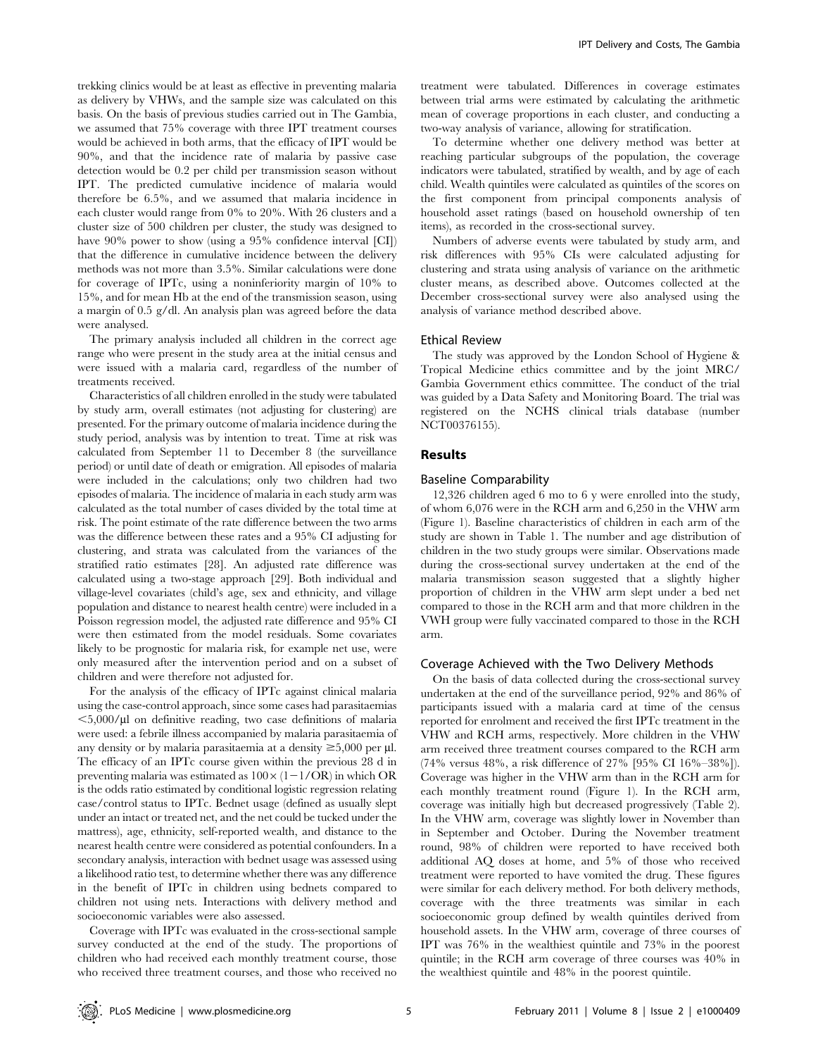trekking clinics would be at least as effective in preventing malaria as delivery by VHWs, and the sample size was calculated on this basis. On the basis of previous studies carried out in The Gambia, we assumed that 75% coverage with three IPT treatment courses would be achieved in both arms, that the efficacy of IPT would be 90%, and that the incidence rate of malaria by passive case detection would be 0.2 per child per transmission season without IPT. The predicted cumulative incidence of malaria would therefore be 6.5%, and we assumed that malaria incidence in each cluster would range from 0% to 20%. With 26 clusters and a cluster size of 500 children per cluster, the study was designed to have 90% power to show (using a 95% confidence interval [CI]) that the difference in cumulative incidence between the delivery methods was not more than 3.5%. Similar calculations were done for coverage of IPTc, using a noninferiority margin of 10% to 15%, and for mean Hb at the end of the transmission season, using a margin of 0.5 g/dl. An analysis plan was agreed before the data were analysed.

The primary analysis included all children in the correct age range who were present in the study area at the initial census and were issued with a malaria card, regardless of the number of treatments received.

Characteristics of all children enrolled in the study were tabulated by study arm, overall estimates (not adjusting for clustering) are presented. For the primary outcome of malaria incidence during the study period, analysis was by intention to treat. Time at risk was calculated from September 11 to December 8 (the surveillance period) or until date of death or emigration. All episodes of malaria were included in the calculations; only two children had two episodes of malaria. The incidence of malaria in each study arm was calculated as the total number of cases divided by the total time at risk. The point estimate of the rate difference between the two arms was the difference between these rates and a 95% CI adjusting for clustering, and strata was calculated from the variances of the stratified ratio estimates [28]. An adjusted rate difference was calculated using a two-stage approach [29]. Both individual and village-level covariates (child's age, sex and ethnicity, and village population and distance to nearest health centre) were included in a Poisson regression model, the adjusted rate difference and 95% CI were then estimated from the model residuals. Some covariates likely to be prognostic for malaria risk, for example net use, were only measured after the intervention period and on a subset of children and were therefore not adjusted for.

For the analysis of the efficacy of IPTc against clinical malaria using the case-control approach, since some cases had parasitaemias $<5,000/\mu l$ on definitive reading, two case definitions of malaria were used: a febrile illness accompanied by malaria parasitaemia of any density or by malaria parasitaemia at a density $\geq 5,000$ per µl. The efficacy of an IPTc course given within the previous 28 d in preventing malaria was estimated as $100\times(1-1/OR)$ in which OR is the odds ratio estimated by conditional logistic regression relating case/control status to IPTc. Bednet usage (defined as usually slept under an intact or treated net, and the net could be tucked under the mattress), age, ethnicity, self-reported wealth, and distance to the nearest health centre were considered as potential confounders. In a secondary analysis, interaction with bednet usage was assessed using a likelihood ratio test, to determine whether there was any difference in the benefit of IPTc in children using bednets compared to children not using nets. Interactions with delivery method and socioeconomic variables were also assessed.

Coverage with IPTc was evaluated in the cross-sectional sample survey conducted at the end of the study. The proportions of children who had received each monthly treatment course, those who received three treatment courses, and those who received no treatment were tabulated. Differences in coverage estimates between trial arms were estimated by calculating the arithmetic mean of coverage proportions in each cluster, and conducting a two-way analysis of variance, allowing for stratification.

To determine whether one delivery method was better at reaching particular subgroups of the population, the coverage indicators were tabulated, stratified by wealth, and by age of each child. Wealth quintiles were calculated as quintiles of the scores on the first component from principal components analysis of household asset ratings (based on household ownership of ten items), as recorded in the cross-sectional survey.

Numbers of adverse events were tabulated by study arm, and risk differences with 95% CIs were calculated adjusting for clustering and strata using analysis of variance on the arithmetic cluster means, as described above. Outcomes collected at the December cross-sectional survey were also analysed using the analysis of variance method described above.

### Ethical Review

The study was approved by the London School of Hygiene & Tropical Medicine ethics committee and by the joint MRC/Gambia Government ethics committee. The conduct of the trial was guided by a Data Safety and Monitoring Board. The trial was registered on the NCHS clinical trials database (number NCT00376155).

## Results

### Baseline Comparability

12,326 children aged 6 mo to 6 y were enrolled into the study, of whom 6,076 were in the RCH arm and 6,250 in the VHW arm (Figure 1). Baseline characteristics of children in each arm of the study are shown in Table 1. The number and age distribution of children in the two study groups were similar. Observations made during the cross-sectional survey undertaken at the end of the malaria transmission season suggested that a slightly higher proportion of children in the VHW arm slept under a bed net compared to those in the RCH arm and that more children in the VWH group were fully vaccinated compared to those in the RCH arm.

### Coverage Achieved with the Two Delivery Methods

On the basis of data collected during the cross-sectional survey undertaken at the end of the surveillance period, 92% and 86% of participants issued with a malaria card at time of the census reported for enrolment and received the first IPTc treatment in the VHW and RCH arms, respectively. More children in the VHW arm received three treatment courses compared to the RCH arm (74% versus 48%, a risk difference of 27% [95% CI 16%–38%]). Coverage was higher in the VHW arm than in the RCH arm for each monthly treatment round (Figure 1). In the RCH arm, coverage was initially high but decreased progressively (Table 2). In the VHW arm, coverage was slightly lower in November than in September and October. During the November treatment round, 98% of children were reported to have received both additional AQ doses at home, and 5% of those who received treatment were reported to have vomited the drug. These figures were similar for each delivery method. For both delivery methods, coverage with the three treatments was similar in each socioeconomic group defined by wealth quintiles derived from household assets. In the VHW arm, coverage of three courses of IPT was 76% in the wealthiest quintile and 73% in the poorest quintile; in the RCH arm coverage of three courses was 40% in the wealthiest quintile and 48% in the poorest quintile.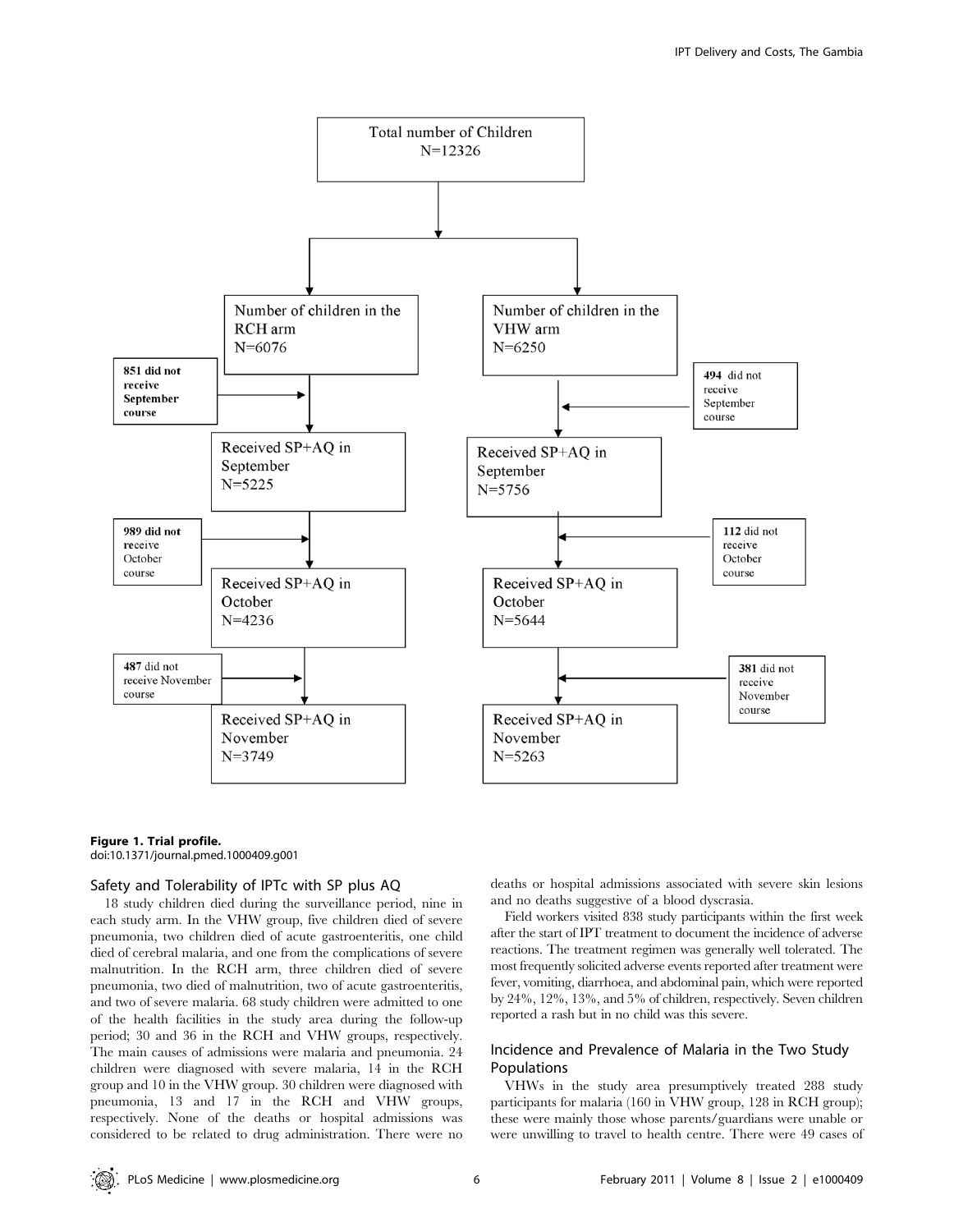Total number of Children
N=12326

| RCH arm | VHW arm |
| --- | --- |
| Number of children in the RCH arm N=6076 | Number of children in the VHW arm N=6250 |
| 851 did not receive September course | 494 did not receive September course |
| Received SP+AQ in September N=5225 | Received SP+AQ in September N=5756 |
| 989 did not receive October course | 112 did not receive October course |
| Received SP+AQ in October N=4236 | Received SP+AQ in October N=5644 |
| 487 did not receive November course | 381 did not receive November course |
| Received SP+AQ in November N=3749 | Received SP+AQ in November N=5263 |

**Figure 1. Trial profile.**
doi:10.1371/journal.pmed.1000409.g001

### Safety and Tolerability of IPTc with SP plus AQ

18 study children died during the surveillance period, nine in each study arm. In the VHW group, five children died of severe pneumonia, two children died of acute gastroenteritis, one child died of cerebral malaria, and one from the complications of severe malnutrition. In the RCH arm, three children died of severe pneumonia, two died of malnutrition, two of acute gastroenteritis, and two of severe malaria. 68 study children were admitted to one of the health facilities in the study area during the follow-up period; 30 and 36 in the RCH and VHW groups, respectively. The main causes of admissions were malaria and pneumonia. 24 children were diagnosed with severe malaria, 14 in the RCH group and 10 in the VHW group. 30 children were diagnosed with pneumonia, 13 and 17 in the RCH and VHW groups, respectively. None of the deaths or hospital admissions was considered to be related to drug administration. There were no deaths or hospital admissions associated with severe skin lesions and no deaths suggestive of a blood dyscrasia.

Field workers visited 838 study participants within the first week after the start of IPT treatment to document the incidence of adverse reactions. The treatment regimen was generally well tolerated. The most frequently solicited adverse events reported after treatment were fever, vomiting, diarrhoea, and abdominal pain, which were reported by 24%, 12%, 13%, and 5% of children, respectively. Seven children reported a rash but in no child was this severe.

### Incidence and Prevalence of Malaria in the Two Study Populations

VHWs in the study area presumptively treated 288 study participants for malaria (160 in VHW group, 128 in RCH group); these were mainly those whose parents/guardians were unable or were unwilling to travel to health centre. There were 49 cases of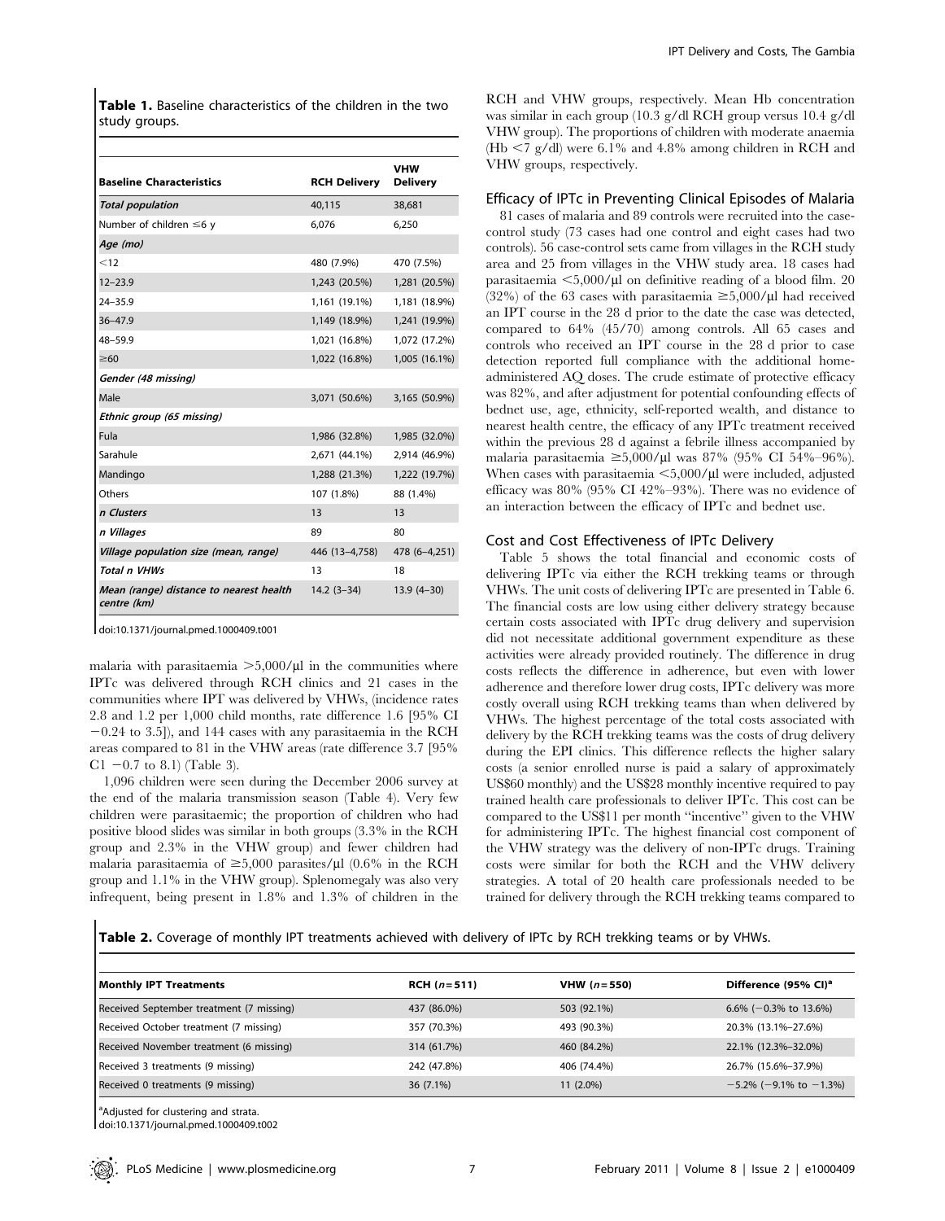**Table 1.** Baseline characteristics of the children in the two study groups.

| Baseline Characteristics | RCH Delivery | VHW Delivery |
|---|---|---|
| ***Total population*** | 40,115 | 38,681 |
| Number of children ≤6 y | 6,076 | 6,250 |
| ***Age (mo)*** | | |
| <12 | 480 (7.9%) | 470 (7.5%) |
| 12–23.9 | 1,243 (20.5%) | 1,281 (20.5%) |
| 24–35.9 | 1,161 (19.1%) | 1,181 (18.9%) |
| 36–47.9 | 1,149 (18.9%) | 1,241 (19.9%) |
| 48–59.9 | 1,021 (16.8%) | 1,072 (17.2%) |
| ≥60 | 1,022 (16.8%) | 1,005 (16.1%) |
| ***Gender (48 missing)*** | | |
| Male | 3,071 (50.6%) | 3,165 (50.9%) |
| ***Ethnic group (65 missing)*** | | |
| Fula | 1,986 (32.8%) | 1,985 (32.0%) |
| Sarahule | 2,671 (44.1%) | 2,914 (46.9%) |
| Mandingo | 1,288 (21.3%) | 1,222 (19.7%) |
| Others | 107 (1.8%) | 88 (1.4%) |
| ***n Clusters*** | 13 | 13 |
| ***n Villages*** | 89 | 80 |
| ***Village population size (mean, range)*** | 446 (13–4,758) | 478 (6–4,251) |
| ***Total n VHWs*** | 13 | 18 |
| ***Mean (range) distance to nearest health centre (km)*** | 14.2 (3–34) | 13.9 (4–30) |

doi:10.1371/journal.pmed.1000409.t001

malaria with parasitaemia >5,000/µl in the communities where IPTc was delivered through RCH clinics and 21 cases in the communities where IPT was delivered by VHWs, (incidence rates 2.8 and 1.2 per 1,000 child months, rate difference 1.6 [95% CI −0.24 to 3.5]), and 144 cases with any parasitaemia in the RCH areas compared to 81 in the VHW areas (rate difference 3.7 [95% C1 −0.7 to 8.1) (Table 3).

1,096 children were seen during the December 2006 survey at the end of the malaria transmission season (Table 4). Very few children were parasitaemic; the proportion of children who had positive blood slides was similar in both groups (3.3% in the RCH group and 2.3% in the VHW group) and fewer children had malaria parasitaemia of ≥5,000 parasites/µl (0.6% in the RCH group and 1.1% in the VHW group). Splenomegaly was also very infrequent, being present in 1.8% and 1.3% of children in the RCH and VHW groups, respectively. Mean Hb concentration was similar in each group (10.3 g/dl RCH group versus 10.4 g/dl VHW group). The proportions of children with moderate anaemia (Hb <7 g/dl) were 6.1% and 4.8% among children in RCH and VHW groups, respectively.

### Efficacy of IPTc in Preventing Clinical Episodes of Malaria

81 cases of malaria and 89 controls were recruited into the case-control study (73 cases had one control and eight cases had two controls). 56 case-control sets came from villages in the RCH study area and 25 from villages in the VHW study area. 18 cases had parasitaemia <5,000/µl on definitive reading of a blood film. 20 (32%) of the 63 cases with parasitaemia ≥5,000/µl had received an IPT course in the 28 d prior to the date the case was detected, compared to 64% (45/70) among controls. All 65 cases and controls who received an IPT course in the 28 d prior to case detection reported full compliance with the additional home-administered AQ doses. The crude estimate of protective efficacy was 82%, and after adjustment for potential confounding effects of bednet use, age, ethnicity, self-reported wealth, and distance to nearest health centre, the efficacy of any IPTc treatment received within the previous 28 d against a febrile illness accompanied by malaria parasitaemia ≥5,000/µl was 87% (95% CI 54%–96%). When cases with parasitaemia <5,000/µl were included, adjusted efficacy was 80% (95% CI 42%–93%). There was no evidence of an interaction between the efficacy of IPTc and bednet use.

### Cost and Cost Effectiveness of IPTc Delivery

Table 5 shows the total financial and economic costs of delivering IPTc via either the RCH trekking teams or through VHWs. The unit costs of delivering IPTc are presented in Table 6. The financial costs are low using either delivery strategy because certain costs associated with IPTc drug delivery and supervision did not necessitate additional government expenditure as these activities were already provided routinely. The difference in drug costs reflects the difference in adherence, but even with lower adherence and therefore lower drug costs, IPTc delivery was more costly overall using RCH trekking teams than when delivered by VHWs. The highest percentage of the total costs associated with delivery by the RCH trekking teams was the costs of drug delivery during the EPI clinics. This difference reflects the higher salary costs (a senior enrolled nurse is paid a salary of approximately US$60 monthly) and the US$28 monthly incentive required to pay trained health care professionals to deliver IPTc. This cost can be compared to the US$11 per month "incentive" given to the VHW for administering IPTc. The highest financial cost component of the VHW strategy was the delivery of non-IPTc drugs. Training costs were similar for both the RCH and the VHW delivery strategies. A total of 20 health care professionals needed to be trained for delivery through the RCH trekking teams compared to

**Table 2.** Coverage of monthly IPT treatments achieved with delivery of IPTc by RCH trekking teams or by VHWs.

| Monthly IPT Treatments | RCH ($n$ = 511) | VHW ($n$ = 550) | Difference (95% CI)[a] |
|---|---|---|---|
| Received September treatment (7 missing) | 437 (86.0%) | 503 (92.1%) | 6.6% (−0.3% to 13.6%) |
| Received October treatment (7 missing) | 357 (70.3%) | 493 (90.3%) | 20.3% (13.1%–27.6%) |
| Received November treatment (6 missing) | 314 (61.7%) | 460 (84.2%) | 22.1% (12.3%–32.0%) |
| Received 3 treatments (9 missing) | 242 (47.8%) | 406 (74.4%) | 26.7% (15.6%–37.9%) |
| Received 0 treatments (9 missing) | 36 (7.1%) | 11 (2.0%) | −5.2% (−9.1% to −1.3%) |

[a]Adjusted for clustering and strata.
doi:10.1371/journal.pmed.1000409.t002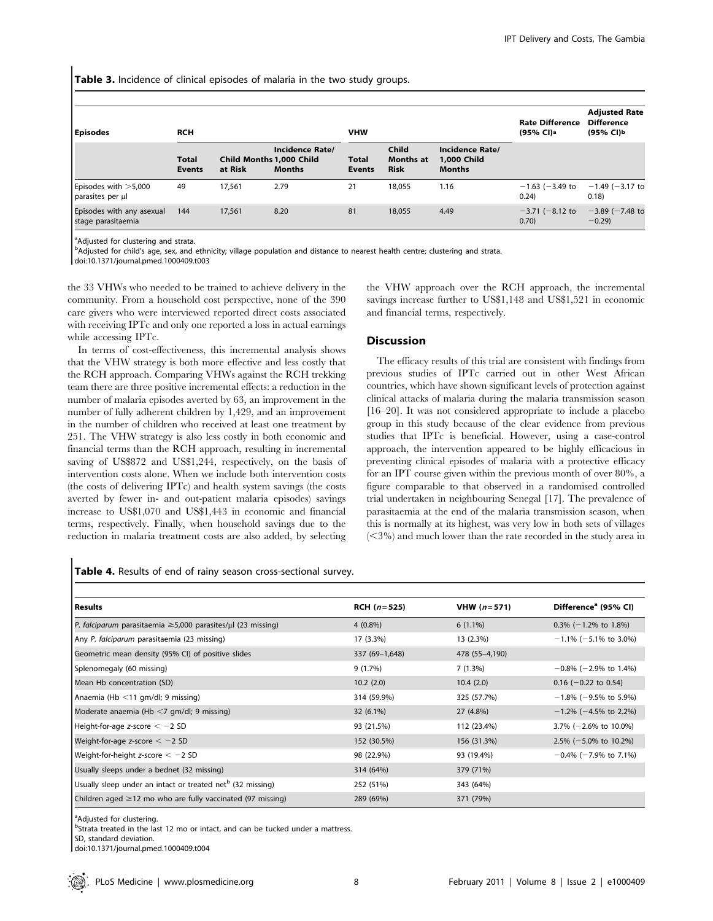**Table 3.** Incidence of clinical episodes of malaria in the two study groups.

| Episodes | RCH | | | VHW | | | Rate Difference (95% CI)[a] | Adjusted Rate Difference (95% CI)[b] |
|---|---|---|---|---|---|---|---|---|
| | Total Events | Child Months at Risk | Incidence Rate/ 1,000 Child Months | Total Events | Child Months at Risk | Incidence Rate/ 1,000 Child Months | | |
| Episodes with >5,000 parasites per µl | 49 | 17,561 | 2.79 | 21 | 18,055 | 1.16 | −1.63 (−3.49 to 0.24) | −1.49 (−3.17 to 0.18) |
| Episodes with any asexual stage parasitaemia | 144 | 17,561 | 8.20 | 81 | 18,055 | 4.49 | −3.71 (−8.12 to 0.70) | −3.89 (−7.48 to −0.29) |

[a]Adjusted for clustering and strata.
[b]Adjusted for child's age, sex, and ethnicity; village population and distance to nearest health centre; clustering and strata.
doi:10.1371/journal.pmed.1000409.t003

the 33 VHWs who needed to be trained to achieve delivery in the community. From a household cost perspective, none of the 390 care givers who were interviewed reported direct costs associated with receiving IPTc and only one reported a loss in actual earnings while accessing IPTc.

In terms of cost-effectiveness, this incremental analysis shows that the VHW strategy is both more effective and less costly that the RCH approach. Comparing VHWs against the RCH trekking team there are three positive incremental effects: a reduction in the number of malaria episodes averted by 63, an improvement in the number of fully adherent children by 1,429, and an improvement in the number of children who received at least one treatment by 251. The VHW strategy is also less costly in both economic and financial terms than the RCH approach, resulting in incremental saving of US$872 and US$1,244, respectively, on the basis of intervention costs alone. When we include both intervention costs (the costs of delivering IPTc) and health system savings (the costs averted by fewer in- and out-patient malaria episodes) savings increase to US$1,070 and US$1,443 in economic and financial terms, respectively. Finally, when household savings due to the reduction in malaria treatment costs are also added, by selecting the VHW approach over the RCH approach, the incremental savings increase further to US$1,148 and US$1,521 in economic and financial terms, respectively.

## Discussion

The efficacy results of this trial are consistent with findings from previous studies of IPTc carried out in other West African countries, which have shown significant levels of protection against clinical attacks of malaria during the malaria transmission season [16–20]. It was not considered appropriate to include a placebo group in this study because of the clear evidence from previous studies that IPTc is beneficial. However, using a case-control approach, the intervention appeared to be highly efficacious in preventing clinical episodes of malaria with a protective efficacy for an IPT course given within the previous month of over 80%, a figure comparable to that observed in a randomised controlled trial undertaken in neighbouring Senegal [17]. The prevalence of parasitaemia at the end of the malaria transmission season, when this is normally at its highest, was very low in both sets of villages (<3%) and much lower than the rate recorded in the study area in

**Table 4.** Results of end of rainy season cross-sectional survey.

| Results | RCH (*n* = 525) | VHW (*n* = 571) | Difference[a] (95% CI) |
|---|---|---|---|
| *P. falciparum* parasitaemia ≥5,000 parasites/µl (23 missing) | 4 (0.8%) | 6 (1.1%) | 0.3% (−1.2% to 1.8%) |
| Any *P. falciparum* parasitaemia (23 missing) | 17 (3.3%) | 13 (2.3%) | −1.1% (−5.1% to 3.0%) |
| Geometric mean density (95% CI) of positive slides | 337 (69–1,648) | 478 (55–4,190) | |
| Splenomegaly (60 missing) | 9 (1.7%) | 7 (1.3%) | −0.8% (−2.9% to 1.4%) |
| Mean Hb concentration (SD) | 10.2 (2.0) | 10.4 (2.0) | 0.16 (−0.22 to 0.54) |
| Anaemia (Hb <11 gm/dl; 9 missing) | 314 (59.9%) | 325 (57.7%) | −1.8% (−9.5% to 5.9%) |
| Moderate anaemia (Hb <7 gm/dl; 9 missing) | 32 (6.1%) | 27 (4.8%) | −1.2% (−4.5% to 2.2%) |
| Height-for-age *z*-score < −2 SD | 93 (21.5%) | 112 (23.4%) | 3.7% (−2.6% to 10.0%) |
| Weight-for-age *z*-score < −2 SD | 152 (30.5%) | 156 (31.3%) | 2.5% (−5.0% to 10.2%) |
| Weight-for-height *z*-score < −2 SD | 98 (22.9%) | 93 (19.4%) | −0.4% (−7.9% to 7.1%) |
| Usually sleeps under a bednet (32 missing) | 314 (64%) | 379 (71%) | |
| Usually sleep under an intact or treated net[b] (32 missing) | 252 (51%) | 343 (64%) | |
| Children aged ≥12 mo who are fully vaccinated (97 missing) | 289 (69%) | 371 (79%) | |

[a]Adjusted for clustering.
[b]Strata treated in the last 12 mo or intact, and can be tucked under a mattress.
SD, standard deviation.
doi:10.1371/journal.pmed.1000409.t004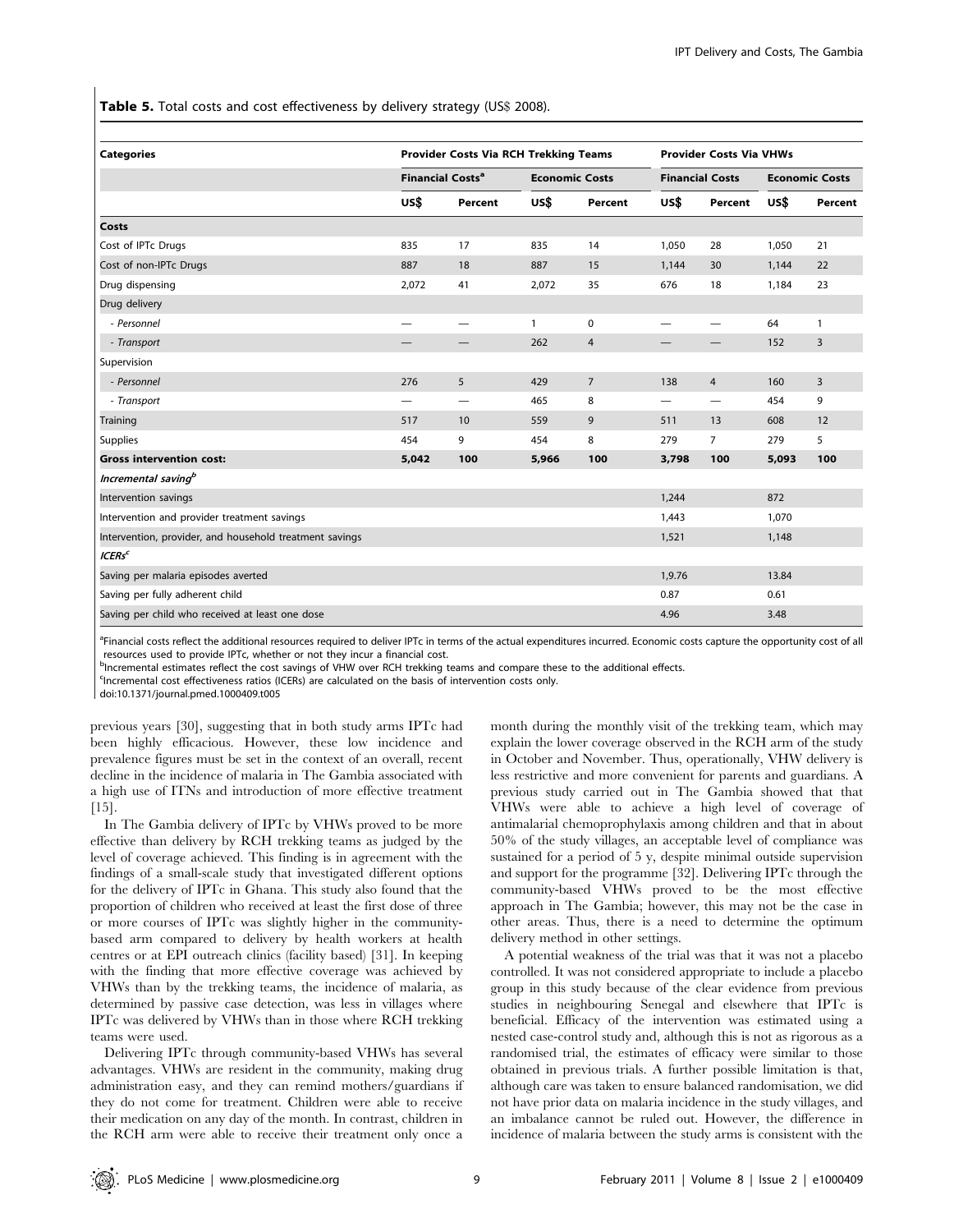**Table 5.** Total costs and cost effectiveness by delivery strategy (US$ 2008).

| Categories | Provider Costs Via RCH Trekking Teams | | | | Provider Costs Via VHWs | | | |
|---|---|---|---|---|---|---|---|---|
| | Financial Costs[a] | | Economic Costs | | Financial Costs | | Economic Costs | |
| | US$ | Percent | US$ | Percent | US$ | Percent | US$ | Percent |
| **Costs** | | | | | | | | |
| Cost of IPTc Drugs | 835 | 17 | 835 | 14 | 1,050 | 28 | 1,050 | 21 |
| Cost of non-IPTc Drugs | 887 | 18 | 887 | 15 | 1,144 | 30 | 1,144 | 22 |
| Drug dispensing | 2,072 | 41 | 2,072 | 35 | 676 | 18 | 1,184 | 23 |
| Drug delivery | | | | | | | | |
| *- Personnel* | — | — | 1 | 0 | — | — | 64 | 1 |
| *- Transport* | — | — | 262 | 4 | — | — | 152 | 3 |
| Supervision | | | | | | | | |
| *- Personnel* | 276 | 5 | 429 | 7 | 138 | 4 | 160 | 3 |
| *- Transport* | — | — | 465 | 8 | — | — | 454 | 9 |
| Training | 517 | 10 | 559 | 9 | 511 | 13 | 608 | 12 |
| Supplies | 454 | 9 | 454 | 8 | 279 | 7 | 279 | 5 |
| **Gross intervention cost:** | **5,042** | **100** | **5,966** | **100** | **3,798** | **100** | **5,093** | **100** |
| ***Incremental saving[b]*** | | | | | | | | |
| Intervention savings | | | | | 1,244 | | 872 | |
| Intervention and provider treatment savings | | | | | 1,443 | | 1,070 | |
| Intervention, provider, and household treatment savings | | | | | 1,521 | | 1,148 | |
| ***ICERs[c]*** | | | | | | | | |
| Saving per malaria episodes averted | | | | | 1,9.76 | | 13.84 | |
| Saving per fully adherent child | | | | | 0.87 | | 0.61 | |
| Saving per child who received at least one dose | | | | | 4.96 | | 3.48 | |

[a]Financial costs reflect the additional resources required to deliver IPTc in terms of the actual expenditures incurred. Economic costs capture the opportunity cost of all resources used to provide IPTc, whether or not they incur a financial cost.
[b]Incremental estimates reflect the cost savings of VHW over RCH trekking teams and compare these to the additional effects.
[c]Incremental cost effectiveness ratios (ICERs) are calculated on the basis of intervention costs only.
doi:10.1371/journal.pmed.1000409.t005

previous years [30], suggesting that in both study arms IPTc had been highly efficacious. However, these low incidence and prevalence figures must be set in the context of an overall, recent decline in the incidence of malaria in The Gambia associated with a high use of ITNs and introduction of more effective treatment [15].

In The Gambia delivery of IPTc by VHWs proved to be more effective than delivery by RCH trekking teams as judged by the level of coverage achieved. This finding is in agreement with the findings of a small-scale study that investigated different options for the delivery of IPTc in Ghana. This study also found that the proportion of children who received at least the first dose of three or more courses of IPTc was slightly higher in the community-based arm compared to delivery by health workers at health centres or at EPI outreach clinics (facility based) [31]. In keeping with the finding that more effective coverage was achieved by VHWs than by the trekking teams, the incidence of malaria, as determined by passive case detection, was less in villages where IPTc was delivered by VHWs than in those where RCH trekking teams were used.

Delivering IPTc through community-based VHWs has several advantages. VHWs are resident in the community, making drug administration easy, and they can remind mothers/guardians if they do not come for treatment. Children were able to receive their medication on any day of the month. In contrast, children in the RCH arm were able to receive their treatment only once a month during the monthly visit of the trekking team, which may explain the lower coverage observed in the RCH arm of the study in October and November. Thus, operationally, VHW delivery is less restrictive and more convenient for parents and guardians. A previous study carried out in The Gambia showed that that VHWs were able to achieve a high level of coverage of antimalarial chemoprophylaxis among children and that in about 50% of the study villages, an acceptable level of compliance was sustained for a period of 5 y, despite minimal outside supervision and support for the programme [32]. Delivering IPTc through the community-based VHWs proved to be the most effective approach in The Gambia; however, this may not be the case in other areas. Thus, there is a need to determine the optimum delivery method in other settings.

A potential weakness of the trial was that it was not a placebo controlled. It was not considered appropriate to include a placebo group in this study because of the clear evidence from previous studies in neighbouring Senegal and elsewhere that IPTc is beneficial. Efficacy of the intervention was estimated using a nested case-control study and, although this is not as rigorous as a randomised trial, the estimates of efficacy were similar to those obtained in previous trials. A further possible limitation is that, although care was taken to ensure balanced randomisation, we did not have prior data on malaria incidence in the study villages, and an imbalance cannot be ruled out. However, the difference in incidence of malaria between the study arms is consistent with the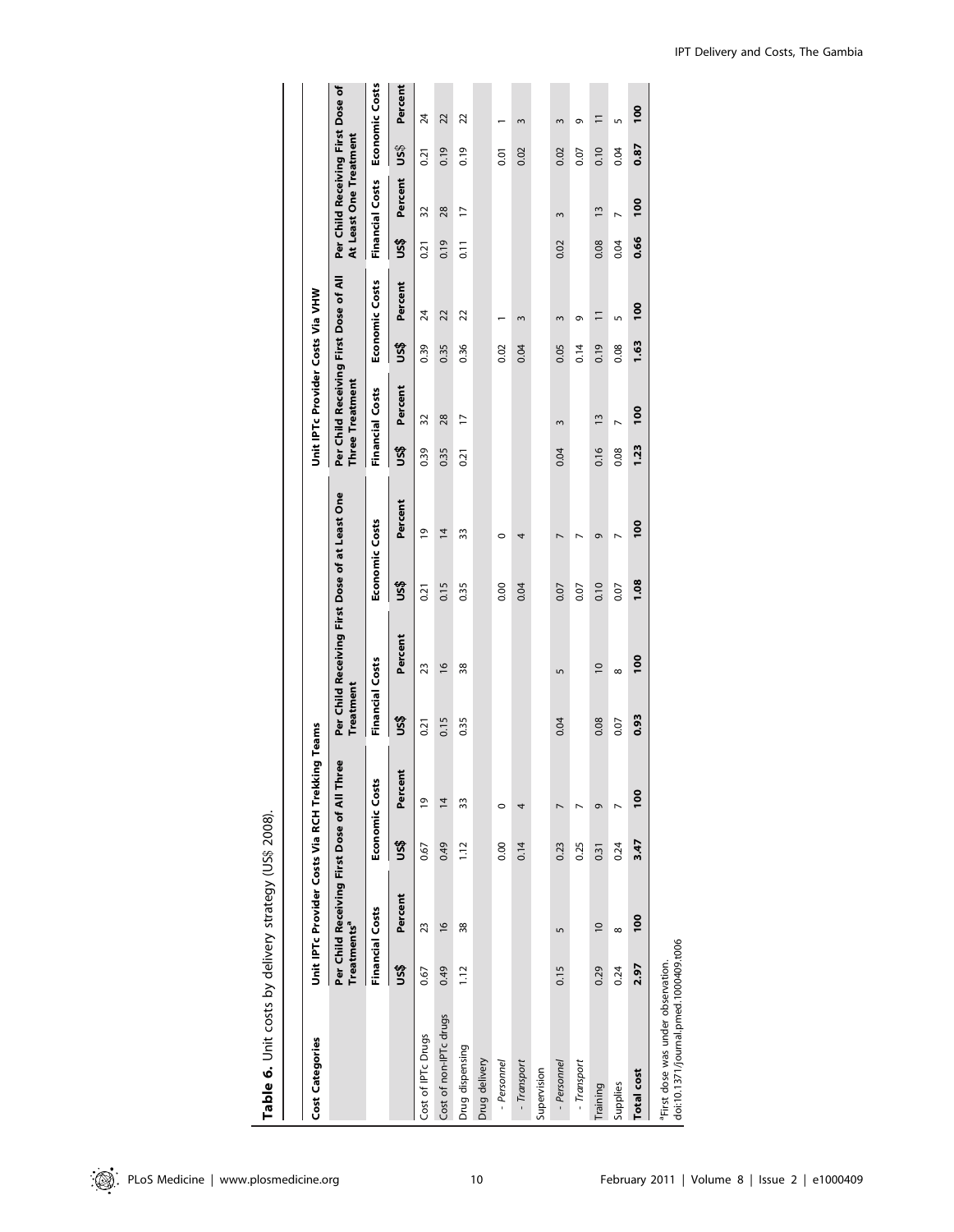**Table 6.** Unit costs by delivery strategy (US$ 2008).

| Cost Categories | Unit IPTc Provider Costs Via RCH Trekking Teams | | | | | | | | Unit IPTc Provider Costs Via VHW | | | | | | | |
|---|---|---|---|---|---|---|---|---|---|---|---|---|---|---|---|---|
| | Per Child Receiving First Dose of All Three Treatments[a] | | | | Per Child Receiving First Dose of at Least One Treatment | | | | Per Child Receiving First Dose of All Three Treatment | | | | Per Child Receiving First Dose of At Least One Treatment | | | |
| | Financial Costs | | Economic Costs | | Financial Costs | | Economic Costs | | Financial Costs | | Economic Costs | | Financial Costs | | Economic Costs | |
| | US$ | Percent | US$ | Percent | US$ | Percent | US$ | Percent | US$ | Percent | US$ | Percent | US$ | Percent | US$ | Percent |
| Cost of IPTc Drugs | 0.67 | 23 | 0.67 | 19 | 0.21 | 23 | 0.21 | 19 | 0.39 | 32 | 0.39 | 24 | 0.21 | 32 | 0.21 | 24 |
| Cost of non-IPTc drugs | 0.49 | 16 | 0.49 | 14 | 0.15 | 16 | 0.15 | 14 | 0.35 | 28 | 0.35 | 22 | 0.19 | 28 | 0.19 | 22 |
| Drug dispensing | 1.12 | 38 | 1.12 | 33 | 0.35 | 38 | 0.35 | 33 | 0.21 | 17 | 0.36 | 22 | 0.11 | 17 | 0.19 | 22 |
| Drug delivery | | | | | | | | | | | | | | | | |
| - *Personnel* | | | 0.00 | 0 | | | 0.00 | 0 | | | 0.02 | 1 | | | 0.01 | 1 |
| - *Transport* | | | 0.14 | 4 | | | 0.04 | 4 | | | 0.04 | 3 | | | 0.02 | 3 |
| Supervision | | | | | | | | | | | | | | | | |
| - *Personnel* | 0.15 | 5 | 0.23 | 7 | 0.04 | 5 | 0.07 | 7 | 0.04 | 3 | 0.05 | 3 | 0.02 | 3 | 0.02 | 3 |
| - *Transport* | | | 0.25 | 7 | | | 0.07 | 7 | | | 0.14 | 9 | | | 0.07 | 9 |
| Training | 0.29 | 10 | 0.31 | 9 | 0.08 | 10 | 0.10 | 9 | 0.16 | 13 | 0.19 | 11 | 0.08 | 13 | 0.10 | 11 |
| Supplies | 0.24 | 8 | 0.24 | 7 | 0.07 | 8 | 0.07 | 7 | 0.08 | 7 | 0.08 | 5 | 0.04 | 7 | 0.04 | 5 |
| **Total cost** | **2.97** | **100** | **3.47** | **100** | **0.93** | **100** | **1.08** | **100** | **1.23** | **100** | **1.63** | **100** | **0.66** | **100** | **0.87** | **100** |

[a]First dose was under observation.
doi:10.1371/journal.pmed.1000409.t006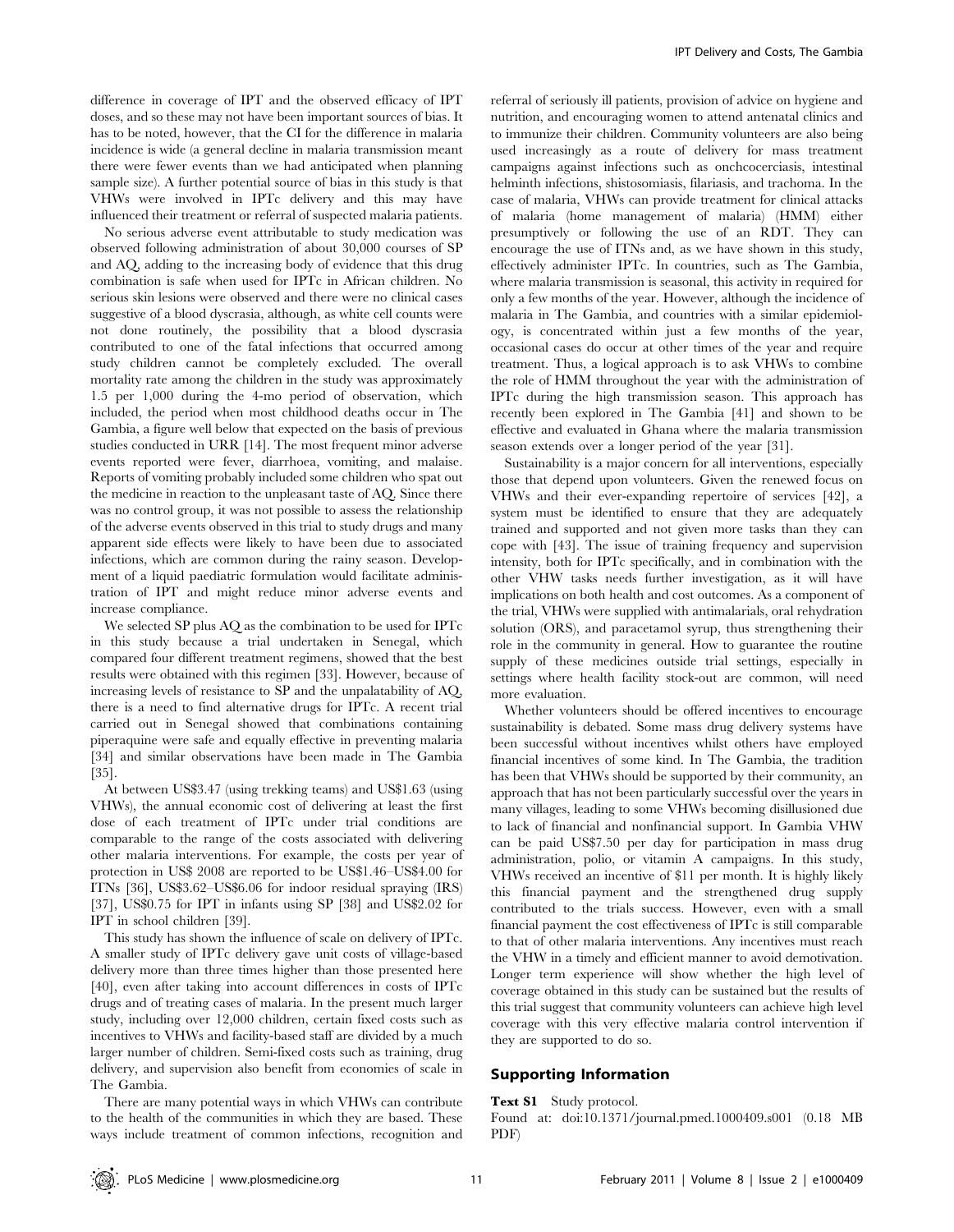difference in coverage of IPT and the observed efficacy of IPT doses, and so these may not have been important sources of bias. It has to be noted, however, that the CI for the difference in malaria incidence is wide (a general decline in malaria transmission meant there were fewer events than we had anticipated when planning sample size). A further potential source of bias in this study is that VHWs were involved in IPTc delivery and this may have influenced their treatment or referral of suspected malaria patients.

No serious adverse event attributable to study medication was observed following administration of about 30,000 courses of SP and AQ, adding to the increasing body of evidence that this drug combination is safe when used for IPTc in African children. No serious skin lesions were observed and there were no clinical cases suggestive of a blood dyscrasia, although, as white cell counts were not done routinely, the possibility that a blood dyscrasia contributed to one of the fatal infections that occurred among study children cannot be completely excluded. The overall mortality rate among the children in the study was approximately 1.5 per 1,000 during the 4-mo period of observation, which included, the period when most childhood deaths occur in The Gambia, a figure well below that expected on the basis of previous studies conducted in URR [14]. The most frequent minor adverse events reported were fever, diarrhoea, vomiting, and malaise. Reports of vomiting probably included some children who spat out the medicine in reaction to the unpleasant taste of AQ. Since there was no control group, it was not possible to assess the relationship of the adverse events observed in this trial to study drugs and many apparent side effects were likely to have been due to associated infections, which are common during the rainy season. Development of a liquid paediatric formulation would facilitate administration of IPT and might reduce minor adverse events and increase compliance.

We selected SP plus AQ as the combination to be used for IPTc in this study because a trial undertaken in Senegal, which compared four different treatment regimens, showed that the best results were obtained with this regimen [33]. However, because of increasing levels of resistance to SP and the unpalatability of AQ, there is a need to find alternative drugs for IPTc. A recent trial carried out in Senegal showed that combinations containing piperaquine were safe and equally effective in preventing malaria [34] and similar observations have been made in The Gambia [35].

At between US$3.47 (using trekking teams) and US$1.63 (using VHWs), the annual economic cost of delivering at least the first dose of each treatment of IPTc under trial conditions are comparable to the range of the costs associated with delivering other malaria interventions. For example, the costs per year of protection in US$ 2008 are reported to be US$1.46–US$4.00 for ITNs [36], US$3.62–US$6.06 for indoor residual spraying (IRS) [37], US$0.75 for IPT in infants using SP [38] and US$2.02 for IPT in school children [39].

This study has shown the influence of scale on delivery of IPTc. A smaller study of IPTc delivery gave unit costs of village-based delivery more than three times higher than those presented here [40], even after taking into account differences in costs of IPTc drugs and of treating cases of malaria. In the present much larger study, including over 12,000 children, certain fixed costs such as incentives to VHWs and facility-based staff are divided by a much larger number of children. Semi-fixed costs such as training, drug delivery, and supervision also benefit from economies of scale in The Gambia.

There are many potential ways in which VHWs can contribute to the health of the communities in which they are based. These ways include treatment of common infections, recognition and referral of seriously ill patients, provision of advice on hygiene and nutrition, and encouraging women to attend antenatal clinics and to immunize their children. Community volunteers are also being used increasingly as a route of delivery for mass treatment campaigns against infections such as onchcocerciasis, intestinal helminth infections, shistosomiasis, filariasis, and trachoma. In the case of malaria, VHWs can provide treatment for clinical attacks of malaria (home management of malaria) (HMM) either presumptively or following the use of an RDT. They can encourage the use of ITNs and, as we have shown in this study, effectively administer IPTc. In countries, such as The Gambia, where malaria transmission is seasonal, this activity in required for only a few months of the year. However, although the incidence of malaria in The Gambia, and countries with a similar epidemiology, is concentrated within just a few months of the year, occasional cases do occur at other times of the year and require treatment. Thus, a logical approach is to ask VHWs to combine the role of HMM throughout the year with the administration of IPTc during the high transmission season. This approach has recently been explored in The Gambia [41] and shown to be effective and evaluated in Ghana where the malaria transmission season extends over a longer period of the year [31].

Sustainability is a major concern for all interventions, especially those that depend upon volunteers. Given the renewed focus on VHWs and their ever-expanding repertoire of services [42], a system must be identified to ensure that they are adequately trained and supported and not given more tasks than they can cope with [43]. The issue of training frequency and supervision intensity, both for IPTc specifically, and in combination with the other VHW tasks needs further investigation, as it will have implications on both health and cost outcomes. As a component of the trial, VHWs were supplied with antimalarials, oral rehydration solution (ORS), and paracetamol syrup, thus strengthening their role in the community in general. How to guarantee the routine supply of these medicines outside trial settings, especially in settings where health facility stock-out are common, will need more evaluation.

Whether volunteers should be offered incentives to encourage sustainability is debated. Some mass drug delivery systems have been successful without incentives whilst others have employed financial incentives of some kind. In The Gambia, the tradition has been that VHWs should be supported by their community, an approach that has not been particularly successful over the years in many villages, leading to some VHWs becoming disillusioned due to lack of financial and nonfinancial support. In Gambia VHW can be paid US$7.50 per day for participation in mass drug administration, polio, or vitamin A campaigns. In this study, VHWs received an incentive of $11 per month. It is highly likely this financial payment and the strengthened drug supply contributed to the trials success. However, even with a small financial payment the cost effectiveness of IPTc is still comparable to that of other malaria interventions. Any incentives must reach the VHW in a timely and efficient manner to avoid demotivation. Longer term experience will show whether the high level of coverage obtained in this study can be sustained but the results of this trial suggest that community volunteers can achieve high level coverage with this very effective malaria control intervention if they are supported to do so.

## Supporting Information

**Text S1** Study protocol.

Found at: doi:10.1371/journal.pmed.1000409.s001 (0.18 MB PDF)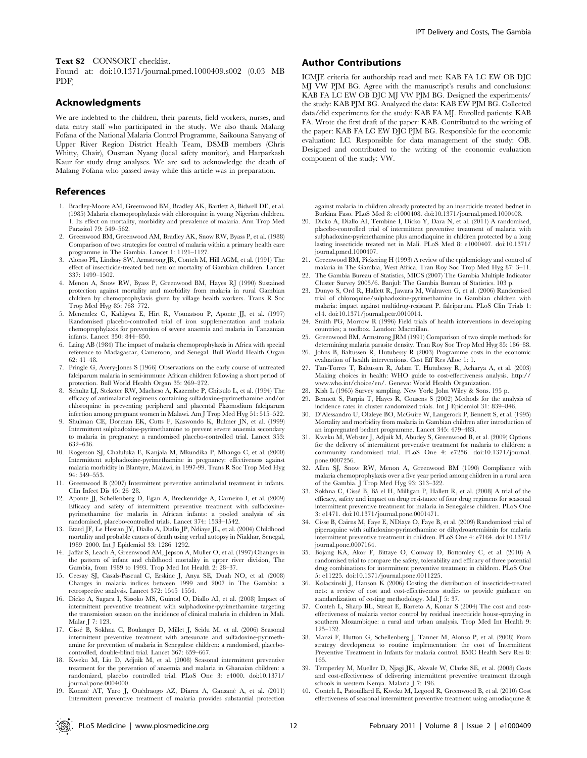**Text S2** CONSORT checklist.

Found at: doi:10.1371/journal.pmed.1000409.s002 (0.03 MB PDF)

## Acknowledgments

We are indebted to the children, their parents, field workers, nurses, and data entry staff who participated in the study. We also thank Malang Fofana of the National Malaria Control Programme, Saikouna Sanyang of Upper River Region District Health Team, DSMB members (Chris Whitty, Chair), Ousman Nyang (local safety monitor), and Harparkash Kaur for study drug analyses. We are sad to acknowledge the death of Malang Fofana who passed away while this article was in preparation.

## Author Contributions

ICMJE criteria for authorship read and met: KAB FA LC EW OB DJC MJ VW PJM BG. Agree with the manuscript's results and conclusions: KAB FA LC EW OB DJC MJ VW PJM BG. Designed the experiments/the study: KAB PJM BG. Analyzed the data: KAB EW PJM BG. Collected data/did experiments for the study: KAB FA MJ. Enrolled patients: KAB FA. Wrote the first draft of the paper: KAB. Contributed to the writing of the paper: KAB FA LC EW DJC PJM BG. Responsible for the economic evaluation: LC. Responsible for data management of the study: OB. Designed and contributed to the writing of the economic evaluation component of the study: VW.

## References

1. Bradley-Moore AM, Greenwood BM, Bradley AK, Bartlett A, Bidwell DE, et al. (1985) Malaria chemoprophylaxis with chloroquine in young Nigerian children. 1. Its effect on mortality, morbidity and prevalence of malaria. Ann Trop Med Parasitol 79: 549–562.
2. Greenwood BM, Greenwood AM, Bradley AK, Snow RW, Byass P, et al. (1988) Comparison of two strategies for control of malaria within a primary health care programme in The Gambia. Lancet 1: 1121–1127.
3. Alonso PL, Lindsay SW, Armstrong JR, Conteh M, Hill AGM, et al. (1991) The effect of insecticide-treated bed nets on mortality of Gambian children. Lancet 337: 1499–1502.
4. Menon A, Snow RW, Byass P, Greenwood BM, Hayes RJ (1990) Sustained protection against mortality and morbidity from malaria in rural Gambian children by chemoprophylaxis given by village health workers. Trans R Soc Trop Med Hyg 85: 768–772.
5. Menendez C, Kahigwa E, Hirt R, Vounatsou P, Aponte JJ, et al. (1997) Randomised placebo-controlled trial of iron supplementation and malaria chemoprophylaxis for prevention of severe anaemia and malaria in Tanzanian infants. Lancet 350: 844–850.
6. Laing AB (1984) The impact of malaria chemoprophylaxis in Africa with special reference to Madagascar, Cameroon, and Senegal. Bull World Health Organ 62: 41–48.
7. Pringle G, Avery-Jones S (1966) Observations on the early course of untreated falciparum malaria in semi-immune African children following a short period of protection. Bull World Health Organ 35: 269–272.
8. Schultz LJ, Steketee RW, Macheso A, Kazembe P, Chitsulo L, et al. (1994) The efficacy of antimalarial regimens containing sulfadoxine-pyrimethamine and/or chloroquine in preventing peripheral and placental Plasmodium falciparum infection among pregnant women in Malawi. Am J Trop Med Hyg 51: 515–522.
9. Shulman CE, Dorman EK, Cutts F, Kaswondo K, Bulmer JN, et al. (1999) Intermittent sulphadoxine-pyrimethamine to prevent severe anaemia secondary to malaria in pregnancy: a randomised placebo-controlled trial. Lancet 353: 632–636.
10. Rogerson SJ, Chaluluka E, Kanjala M, Mkundika P, Mhango C, et al. (2000) Intermittent sulphadoxine-pyrimethamine in pregnancy: effectiveness against malaria morbidity in Blantyre, Malawi, in 1997-99. Trans R Soc Trop Med Hyg 94: 549–553.
11. Greenwood B (2007) Intermittent preventive antimalarial treatment in infants. Clin Infect Dis 45: 26–28.
12. Aponte JJ, Schellenberg D, Egan A, Breckenridge A, Carneiro I, et al. (2009) Efficacy and safety of intermittent preventive treatment with sulfadoxine-pyrimethamine for malaria in African infants: a pooled analysis of six randomised, placebo-controlled trials. Lancet 374: 1533–1542.
13. Etard JF, Le Hesran JY, Diallo A, Diallo JP, Ndiaye JL, et al. (2004) Childhood mortality and probable causes of death using verbal autopsy in Niakhar, Senegal, 1989–2000. Int J Epidemiol 33: 1286–1292.
14. Jaffar S, Leach A, Greenwood AM, Jepson A, Muller O, et al. (1997) Changes in the pattern of infant and childhood mortality in upper river division, The Gambia, from 1989 to 1993. Trop Med Int Health 2: 28–37.
15. Ceesay SJ, Casals-Pascual C, Erskine J, Anya SE, Duah NO, et al. (2008) Changes in malaria indices between 1999 and 2007 in The Gambia: a retrospective analysis. Lancet 372: 1545–1554.
16. Dicko A, Sagara I, Sissoko MS, Guindo O, Diallo AI, et al. (2008) Impact of intermittent preventive treatment with sulphadoxine-pyrimethamine targeting the transmission season on the incidence of clinical malaria in children in Mali. Malar J 7: 123.
17. Cissé B, Sokhna C, Boulanger D, Millet J, Seidu M, et al. (2006) Seasonal intermittent preventive treatment with artesunate and sulfadoxine-pyrimethamine for prevention of malaria in Senegalese children: a randomised, placebo-controlled, double-blind trial. Lancet 367: 659–667.
18. Kweku M, Liu D, Adjuik M, et al. (2008) Seasonal intermittent preventive treatment for the prevention of anaemia and malaria in Ghanaian children: a randomized, placebo controlled trial. PLoS One 3: e4000. doi:10.1371/journal.pone.0004000.
19. Konaté AT, Yaro J, Ouédraogo AZ, Diarra A, Gansané A, et al. (2011) Intermittent preventive treatment of malaria provides substantial protection against malaria in children already protected by an insecticide treated bednet in Burkina Faso. PLoS Med 8: e1000408. doi:10.1371/journal.pmed.1000408.
20. Dicko A, Diallo AI, Tembine I, Dicko Y, Dara N, et al. (2011) A randomised, placebo-controlled trial of intermittent preventive treatment of malaria with sulphadoxine-pyrimethamine plus amodiaquine in children protected by a long lasting insecticide treated net in Mali. PLoS Med 8: e1000407. doi:10.1371/journal.pmed.1000407.
21. Greenwood BM, Pickering H (1993) A review of the epidemiology and control of malaria in The Gambia, West Africa. Tran Roy Soc Trop Med Hyg 87: 3–11.
22. The Gambia Bureau of Statistics, MICS (2007) The Gambia Multiple Indicator Cluster Survey 2005/6. Banjul: The Gambia Bureau of Statistics. 103 p.
23. Dunyo S, Ord R, Hallett R, Jawara M, Walraven G, et al. (2006) Randomised trial of chloroquine/sulphadoxine-pyrimethamine in Gambian children with malaria: impact against multidrug-resistant P. falciparum. PLoS Clin Trials 1: e14. doi:10.1371/journal.pctr.0010014.
24. Smith PG, Morrow R (1996) Field trials of health interventions in developing countries; a toolbox. London: Macmillan.
25. Greenwood BM, Armstrong JRM (1991) Comparison of two simple methods for determining malaria parasite density. Tran Roy Soc Trop Med Hyg 85: 186–88.
26. Johns B, Baltussen R, Hutubessy R (2003) Programme costs in the economic evaluation of health interventions. Cost Eff Res Alloc 1: 1.
27. Tan-Torres T, Baltussen R, Adam T, Hutubessy R, Acharya A, et al. (2003) Making choices in health: WHO guide to cost-effectiveness analysis. http://www.who.int/choice/en/. Geneva: World Health Organization.
28. Kish L (1965) Survey sampling. New York: John Wiley & Sons. 195 p.
29. Bennett S, Parpia T, Hayes R, Cousens S (2002) Methods for the analysis of incidence rates in cluster randomized trials. Int J Epidemiol 31: 839–846.
30. D'Alessandro U, Olaleye BO, McGuire W, Langerock P, Bennett S, et al. (1995) Mortality and morbidity from malaria in Gambian children after introduction of an impregnated bednet programme. Lancet 345: 479–483.
31. Kweku M, Webster J, Adjuik M, Abudey S, Greenwood B, et al. (2009) Options for the delivery of intermittent preventive treatment for malaria to children: a community randomised trial. PLoS One 4: e7256. doi:10.1371/journal.pone.0007256.
32. Allen SJ, Snow RW, Menon A, Greenwood BM (1990) Compliance with malaria chemoprophylaxis over a five year period among children in a rural area of the Gambia. J Trop Med Hyg 93: 313–322.
33. Sokhna C, Cissé B, Bâ el H, Milligan P, Hallett R, et al. (2008) A trial of the efficacy, safety and impact on drug resistance of four drug regimens for seasonal intermittent preventive treatment for malaria in Senegalese children. PLoS One 3: e1471. doi:10.1371/journal.pone.0001471.
34. Cisse B, Cairns M, Faye E, NDiaye O, Faye B, et al. (2009) Randomized trial of piperaquine with sulfadoxine-pyrimethamine or dihydroartemisinin for malaria intermittent preventive treatment in children. PLoS One 4: e7164. doi:10.1371/journal.pone.0007164.
35. Bojang KA, Akor F, Bittaye O, Conway D, Bottomley C, et al. (2010) A randomised trial to compare the safety, tolerability and efficacy of three potential drug combinations for intermittent preventive treatment in children. PLoS One 5: e11225. doi:10.1371/journal.pone.0011225.
36. Kolaczinski J, Hanson K (2006) Costing the distribution of insecticide-treated nets: a review of cost and cost-effectiveness studies to provide guidance on standardization of costing methodology. Mal J 5: 37.
37. Conteh L, Sharp BL, Streat E, Barreto A, Konar S (2004) The cost and cost-effectiveness of malaria vector control by residual insecticide house-spraying in southern Mozambique: a rural and urban analysis. Trop Med Int Health 9: 125–132.
38. Manzi F, Hutton G, Schellenberg J, Tanner M, Alonso P, et al. (2008) From strategy development to routine implementation: the cost of Intermittent Preventive Treatment in Infants for malaria control. BMC Health Serv Res 8: 165.
39. Temperley M, Mueller D, Njagi JK, Akwale W, Clarke SE, et al. (2008) Costs and cost-effectiveness of delivering intermittent preventive treatment through schools in western Kenya. Malaria J 7: 196.
40. Conteh L, Patouillard E, Kweku M, Legood R, Greenwood B, et al. (2010) Cost effectiveness of seasonal intermittent preventive treatment using amodiaquine &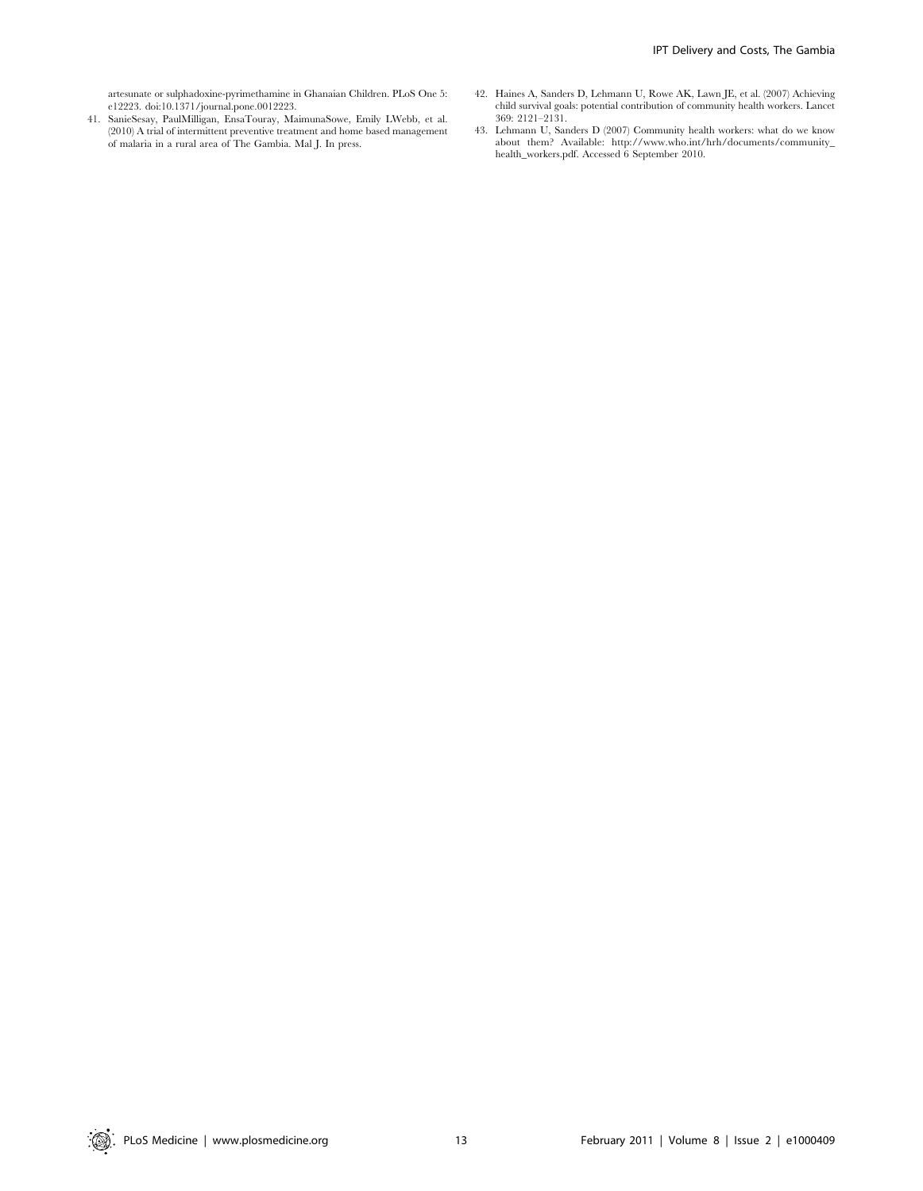artesunate or sulphadoxine-pyrimethamine in Ghanaian Children. PLoS One 5: e12223. doi:10.1371/journal.pone.0012223.

41. SanieSesay, PaulMilligan, EnsaTouray, MaimunaSowe, Emily LWebb, et al. (2010) A trial of intermittent preventive treatment and home based management of malaria in a rural area of The Gambia. Mal J. In press.
42. Haines A, Sanders D, Lehmann U, Rowe AK, Lawn JE, et al. (2007) Achieving child survival goals: potential contribution of community health workers. Lancet 369: 2121–2131.
43. Lehmann U, Sanders D (2007) Community health workers: what do we know about them? Available: http://www.who.int/hrh/documents/community_health_workers.pdf. Accessed 6 September 2010.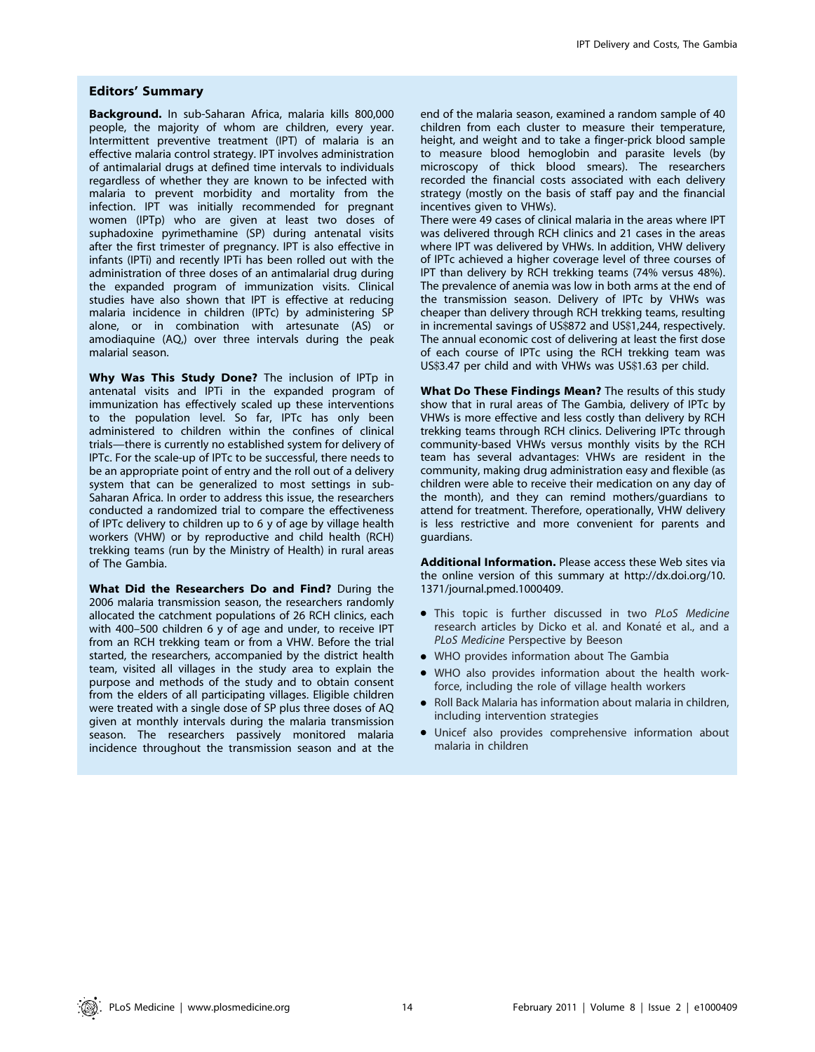## Editors' Summary

**Background.** In sub-Saharan Africa, malaria kills 800,000 people, the majority of whom are children, every year. Intermittent preventive treatment (IPT) of malaria is an effective malaria control strategy. IPT involves administration of antimalarial drugs at defined time intervals to individuals regardless of whether they are known to be infected with malaria to prevent morbidity and mortality from the infection. IPT was initially recommended for pregnant women (IPTp) who are given at least two doses of suphadoxine pyrimethamine (SP) during antenatal visits after the first trimester of pregnancy. IPT is also effective in infants (IPTi) and recently IPTi has been rolled out with the administration of three doses of an antimalarial drug during the expanded program of immunization visits. Clinical studies have also shown that IPT is effective at reducing malaria incidence in children (IPTc) by administering SP alone, or in combination with artesunate (AS) or amodiaquine (AQ,) over three intervals during the peak malarial season.

**Why Was This Study Done?** The inclusion of IPTp in antenatal visits and IPTi in the expanded program of immunization has effectively scaled up these interventions to the population level. So far, IPTc has only been administered to children within the confines of clinical trials—there is currently no established system for delivery of IPTc. For the scale-up of IPTc to be successful, there needs to be an appropriate point of entry and the roll out of a delivery system that can be generalized to most settings in sub-Saharan Africa. In order to address this issue, the researchers conducted a randomized trial to compare the effectiveness of IPTc delivery to children up to 6 y of age by village health workers (VHW) or by reproductive and child health (RCH) trekking teams (run by the Ministry of Health) in rural areas of The Gambia.

**What Did the Researchers Do and Find?** During the 2006 malaria transmission season, the researchers randomly allocated the catchment populations of 26 RCH clinics, each with 400–500 children 6 y of age and under, to receive IPT from an RCH trekking team or from a VHW. Before the trial started, the researchers, accompanied by the district health team, visited all villages in the study area to explain the purpose and methods of the study and to obtain consent from the elders of all participating villages. Eligible children were treated with a single dose of SP plus three doses of AQ given at monthly intervals during the malaria transmission season. The researchers passively monitored malaria incidence throughout the transmission season and at the end of the malaria season, examined a random sample of 40 children from each cluster to measure their temperature, height, and weight and to take a finger-prick blood sample to measure blood hemoglobin and parasite levels (by microscopy of thick blood smears). The researchers recorded the financial costs associated with each delivery strategy (mostly on the basis of staff pay and the financial incentives given to VHWs).

There were 49 cases of clinical malaria in the areas where IPT was delivered through RCH clinics and 21 cases in the areas where IPT was delivered by VHWs. In addition, VHW delivery of IPTc achieved a higher coverage level of three courses of IPT than delivery by RCH trekking teams (74% versus 48%). The prevalence of anemia was low in both arms at the end of the transmission season. Delivery of IPTc by VHWs was cheaper than delivery through RCH trekking teams, resulting in incremental savings of US$872 and US$1,244, respectively. The annual economic cost of delivering at least the first dose of each course of IPTc using the RCH trekking team was US$3.47 per child and with VHWs was US$1.63 per child.

**What Do These Findings Mean?** The results of this study show that in rural areas of The Gambia, delivery of IPTc by VHWs is more effective and less costly than delivery by RCH trekking teams through RCH clinics. Delivering IPTc through community-based VHWs versus monthly visits by the RCH team has several advantages: VHWs are resident in the community, making drug administration easy and flexible (as children were able to receive their medication on any day of the month), and they can remind mothers/guardians to attend for treatment. Therefore, operationally, VHW delivery is less restrictive and more convenient for parents and guardians.

**Additional Information.** Please access these Web sites via the online version of this summary at http://dx.doi.org/10.1371/journal.pmed.1000409.

- This topic is further discussed in two *PLoS Medicine* research articles by Dicko et al. and Konaté et al., and a *PLoS Medicine* Perspective by Beeson
- WHO provides information about The Gambia
- WHO also provides information about the health workforce, including the role of village health workers
- Roll Back Malaria has information about malaria in children, including intervention strategies
- Unicef also provides comprehensive information about malaria in children